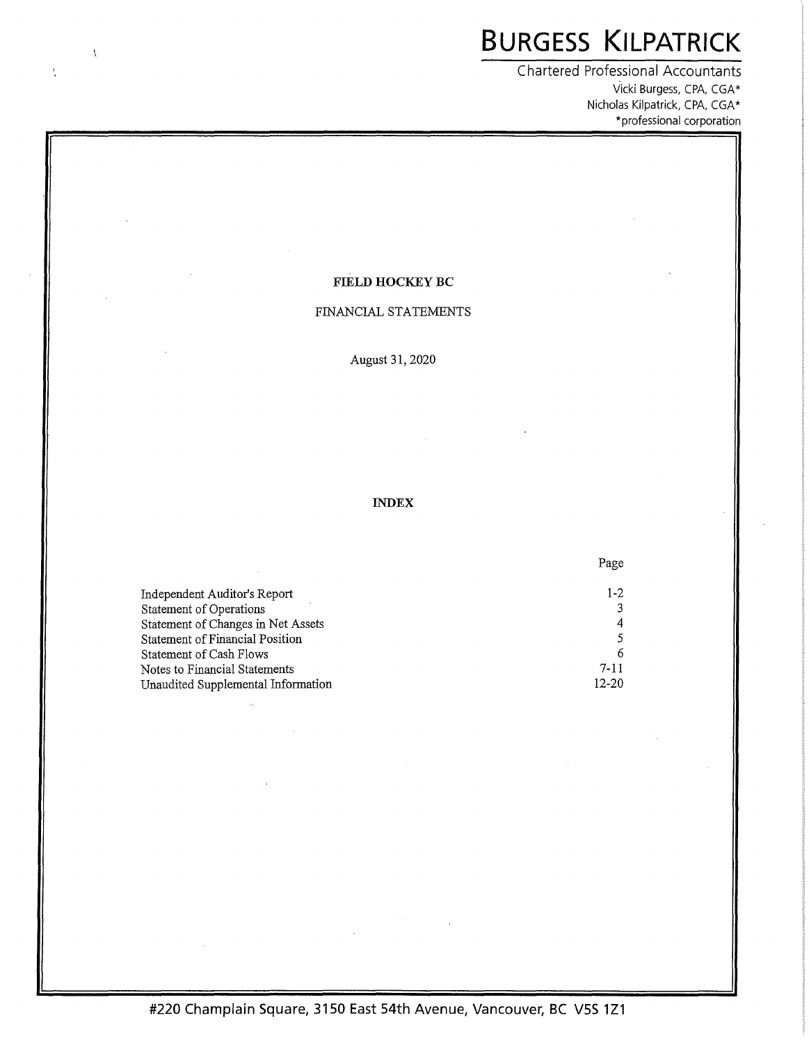# BURGESS KILPATRICK

Chartered Professional Accountants

Vicki Burgess, CPA, CGA*
Nicholas Kilpatrick, CPA, CGA*
*professional corporation

**FIELD HOCKEY BC**

FINANCIAL STATEMENTS

August 31, 2020

**INDEX**

| | Page |
|---|---|
| Independent Auditor's Report | 1-2 |
| Statement of Operations | 3 |
| Statement of Changes in Net Assets | 4 |
| Statement of Financial Position | 5 |
| Statement of Cash Flows | 6 |
| Notes to Financial Statements | 7-11 |
| Unaudited Supplemental Information | 12-20 |

#220 Champlain Square, 3150 East 54th Avenue, Vancouver, BC V5S 1Z1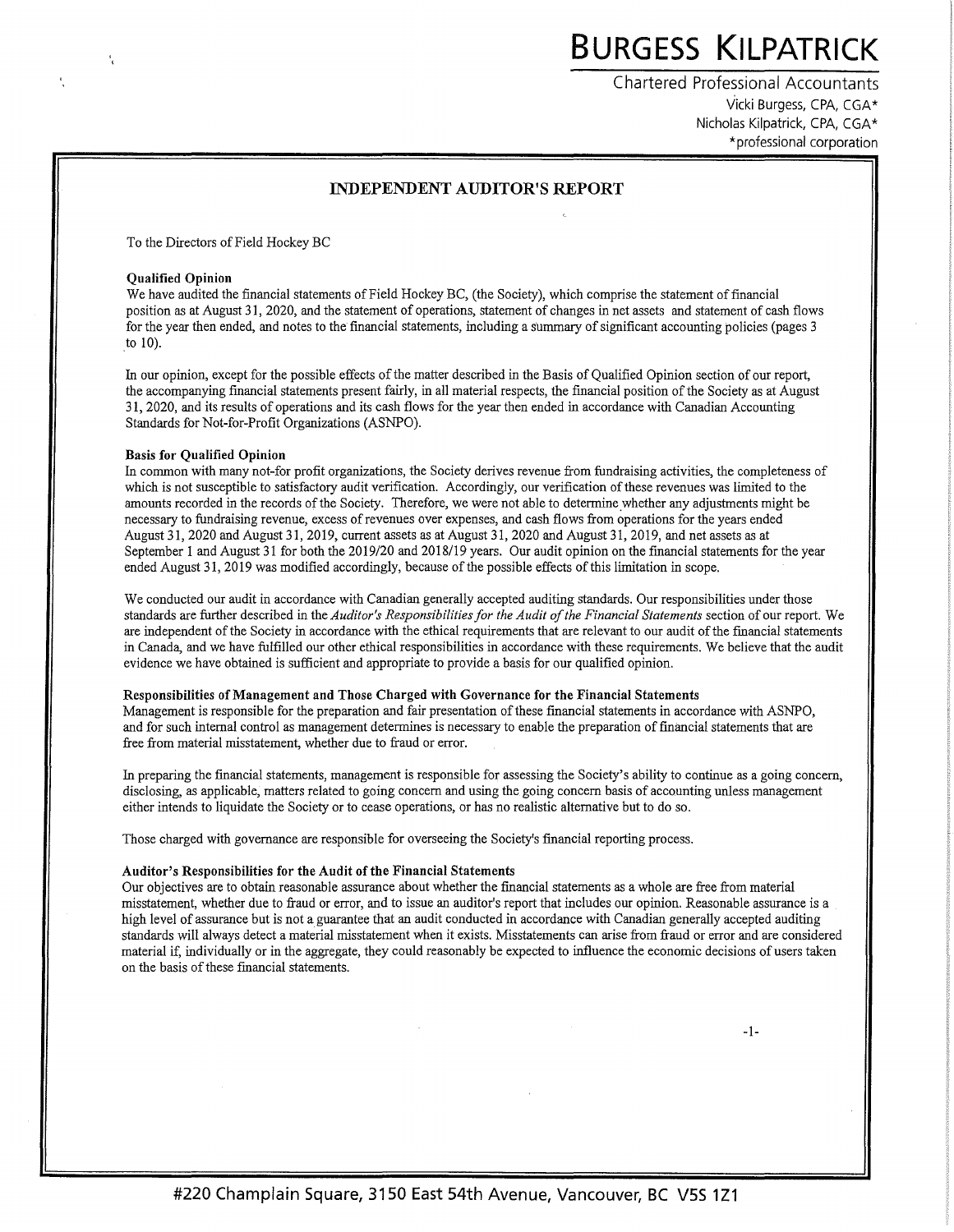# BURGESS KILPATRICK

Chartered Professional Accountants
Vicki Burgess, CPA, CGA*
Nicholas Kilpatrick, CPA, CGA*
*professional corporation

## INDEPENDENT AUDITOR'S REPORT

To the Directors of Field Hockey BC

**Qualified Opinion**

We have audited the financial statements of Field Hockey BC, (the Society), which comprise the statement of financial position as at August 31, 2020, and the statement of operations, statement of changes in net assets and statement of cash flows for the year then ended, and notes to the financial statements, including a summary of significant accounting policies (pages 3 to 10).

In our opinion, except for the possible effects of the matter described in the Basis of Qualified Opinion section of our report, the accompanying financial statements present fairly, in all material respects, the financial position of the Society as at August 31, 2020, and its results of operations and its cash flows for the year then ended in accordance with Canadian Accounting Standards for Not-for-Profit Organizations (ASNPO).

**Basis for Qualified Opinion**

In common with many not-for profit organizations, the Society derives revenue from fundraising activities, the completeness of which is not susceptible to satisfactory audit verification. Accordingly, our verification of these revenues was limited to the amounts recorded in the records of the Society. Therefore, we were not able to determine whether any adjustments might be necessary to fundraising revenue, excess of revenues over expenses, and cash flows from operations for the years ended August 31, 2020 and August 31, 2019, current assets as at August 31, 2020 and August 31, 2019, and net assets as at September 1 and August 31 for both the 2019/20 and 2018/19 years. Our audit opinion on the financial statements for the year ended August 31, 2019 was modified accordingly, because of the possible effects of this limitation in scope.

We conducted our audit in accordance with Canadian generally accepted auditing standards. Our responsibilities under those standards are further described in the *Auditor's Responsibilities for the Audit of the Financial Statements* section of our report. We are independent of the Society in accordance with the ethical requirements that are relevant to our audit of the financial statements in Canada, and we have fulfilled our other ethical responsibilities in accordance with these requirements. We believe that the audit evidence we have obtained is sufficient and appropriate to provide a basis for our qualified opinion.

**Responsibilities of Management and Those Charged with Governance for the Financial Statements**

Management is responsible for the preparation and fair presentation of these financial statements in accordance with ASNPO, and for such internal control as management determines is necessary to enable the preparation of financial statements that are free from material misstatement, whether due to fraud or error.

In preparing the financial statements, management is responsible for assessing the Society's ability to continue as a going concern, disclosing, as applicable, matters related to going concern and using the going concern basis of accounting unless management either intends to liquidate the Society or to cease operations, or has no realistic alternative but to do so.

Those charged with governance are responsible for overseeing the Society's financial reporting process.

**Auditor's Responsibilities for the Audit of the Financial Statements**

Our objectives are to obtain reasonable assurance about whether the financial statements as a whole are free from material misstatement, whether due to fraud or error, and to issue an auditor's report that includes our opinion. Reasonable assurance is a high level of assurance but is not a guarantee that an audit conducted in accordance with Canadian generally accepted auditing standards will always detect a material misstatement when it exists. Misstatements can arise from fraud or error and are considered material if, individually or in the aggregate, they could reasonably be expected to influence the economic decisions of users taken on the basis of these financial statements.

#220 Champlain Square, 3150 East 54th Avenue, Vancouver, BC V5S 1Z1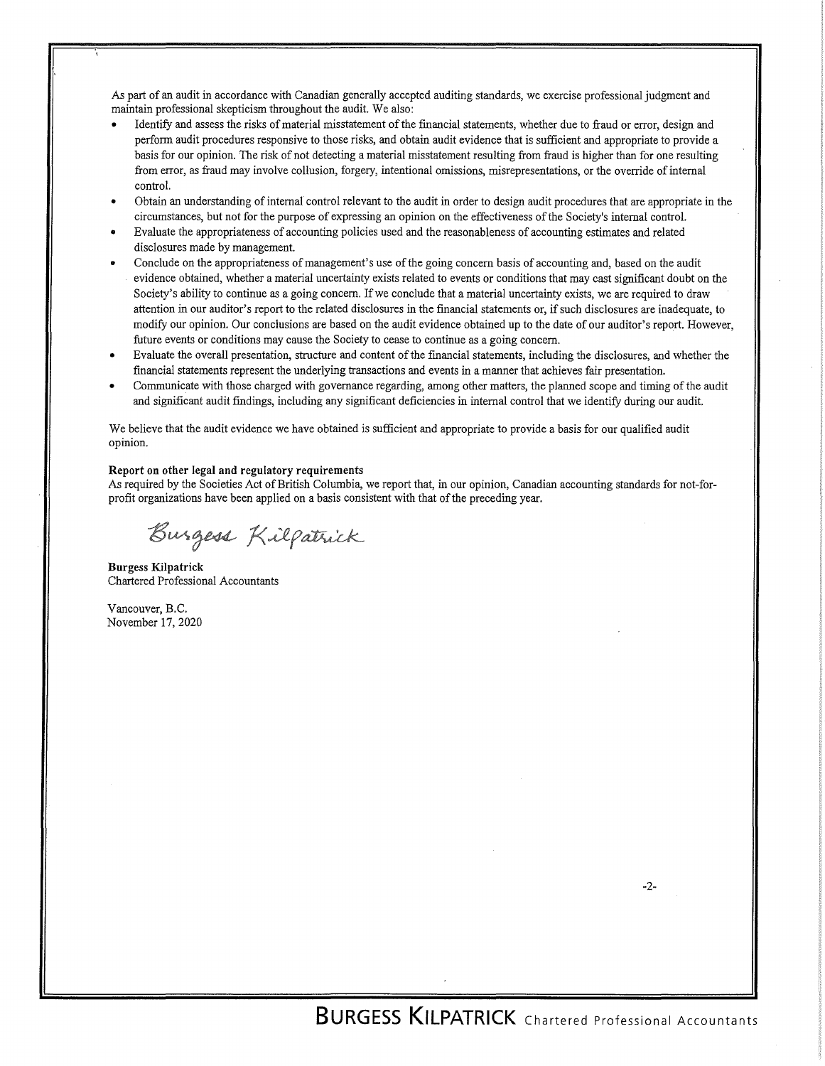As part of an audit in accordance with Canadian generally accepted auditing standards, we exercise professional judgment and maintain professional skepticism throughout the audit. We also:

- Identify and assess the risks of material misstatement of the financial statements, whether due to fraud or error, design and perform audit procedures responsive to those risks, and obtain audit evidence that is sufficient and appropriate to provide a basis for our opinion. The risk of not detecting a material misstatement resulting from fraud is higher than for one resulting from error, as fraud may involve collusion, forgery, intentional omissions, misrepresentations, or the override of internal control.
- Obtain an understanding of internal control relevant to the audit in order to design audit procedures that are appropriate in the circumstances, but not for the purpose of expressing an opinion on the effectiveness of the Society's internal control.
- Evaluate the appropriateness of accounting policies used and the reasonableness of accounting estimates and related disclosures made by management.
- Conclude on the appropriateness of management's use of the going concern basis of accounting and, based on the audit evidence obtained, whether a material uncertainty exists related to events or conditions that may cast significant doubt on the Society's ability to continue as a going concern. If we conclude that a material uncertainty exists, we are required to draw attention in our auditor's report to the related disclosures in the financial statements or, if such disclosures are inadequate, to modify our opinion. Our conclusions are based on the audit evidence obtained up to the date of our auditor's report. However, future events or conditions may cause the Society to cease to continue as a going concern.
- Evaluate the overall presentation, structure and content of the financial statements, including the disclosures, and whether the financial statements represent the underlying transactions and events in a manner that achieves fair presentation.
- Communicate with those charged with governance regarding, among other matters, the planned scope and timing of the audit and significant audit findings, including any significant deficiencies in internal control that we identify during our audit.

We believe that the audit evidence we have obtained is sufficient and appropriate to provide a basis for our qualified audit opinion.

**Report on other legal and regulatory requirements**

As required by the Societies Act of British Columbia, we report that, in our opinion, Canadian accounting standards for not-for-profit organizations have been applied on a basis consistent with that of the preceding year.

Burgess Kilpatrick

**Burgess Kilpatrick**
Chartered Professional Accountants

Vancouver, B.C.
November 17, 2020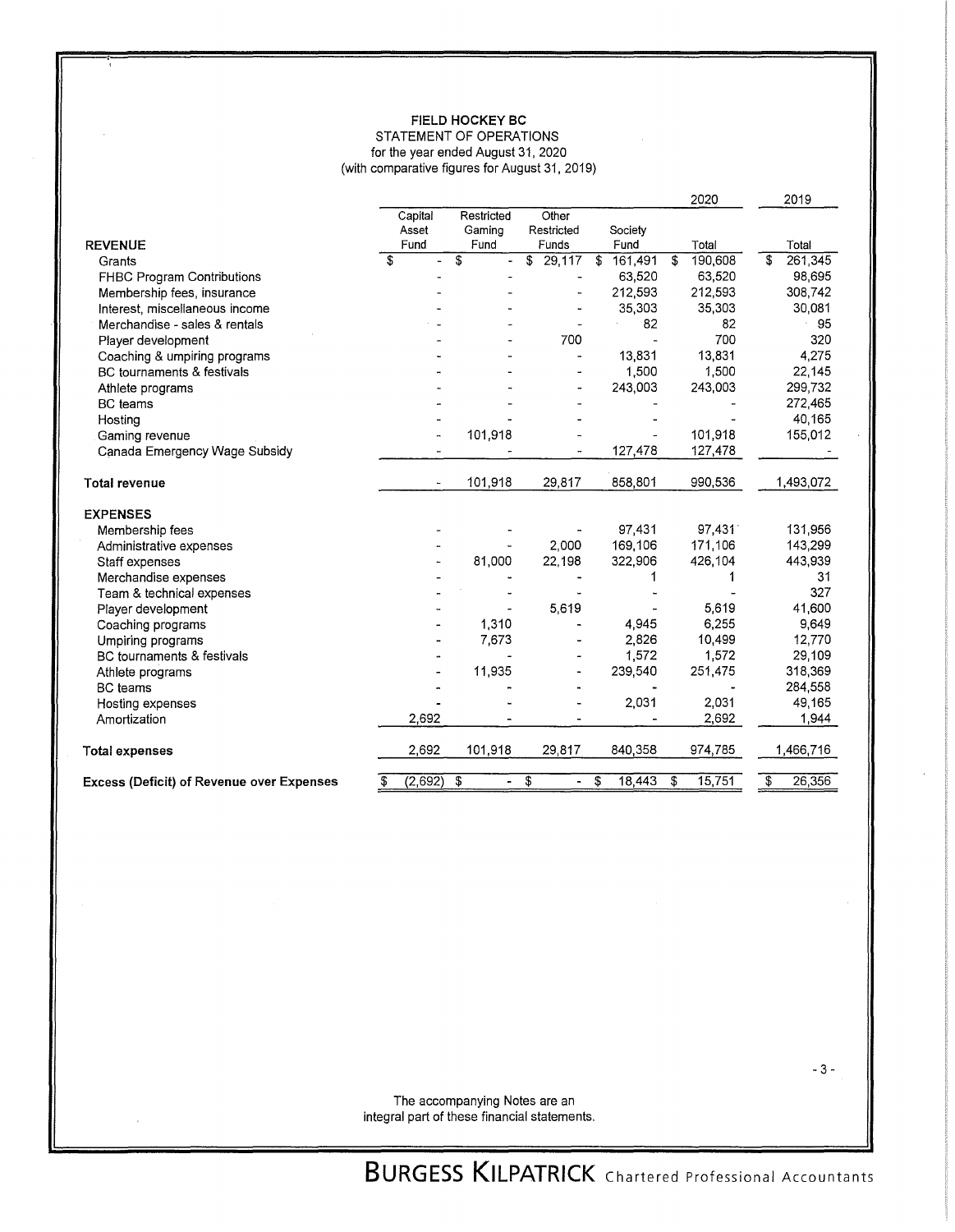**FIELD HOCKEY BC**
STATEMENT OF OPERATIONS
for the year ended August 31, 2020
(with comparative figures for August 31, 2019)

| | Capital Asset Fund | Restricted Gaming Fund | Other Restricted Funds | Society Fund | 2020 Total | 2019 Total |
|---|---|---|---|---|---|---|
| **REVENUE** | | | | | | |
| Grants | $ - | $ - | $ 29,117 | $ 161,491 | $ 190,608 | $ 261,345 |
| FHBC Program Contributions | - | - | - | 63,520 | 63,520 | 98,695 |
| Membership fees, insurance | - | - | - | 212,593 | 212,593 | 308,742 |
| Interest, miscellaneous income | - | - | - | 35,303 | 35,303 | 30,081 |
| Merchandise - sales & rentals | - | - | - | 82 | 82 | 95 |
| Player development | - | - | 700 | - | 700 | 320 |
| Coaching & umpiring programs | - | - | - | 13,831 | 13,831 | 4,275 |
| BC tournaments & festivals | - | - | - | 1,500 | 1,500 | 22,145 |
| Athlete programs | - | - | - | 243,003 | 243,003 | 299,732 |
| BC teams | - | - | - | - | - | 272,465 |
| Hosting | - | - | - | - | - | 40,165 |
| Gaming revenue | - | 101,918 | - | - | 101,918 | 155,012 |
| Canada Emergency Wage Subsidy | - | - | - | 127,478 | 127,478 | - |
| **Total revenue** | - | 101,918 | 29,817 | 858,801 | 990,536 | 1,493,072 |
| **EXPENSES** | | | | | | |
| Membership fees | - | - | - | 97,431 | 97,431 | 131,956 |
| Administrative expenses | - | - | 2,000 | 169,106 | 171,106 | 143,299 |
| Staff expenses | - | 81,000 | 22,198 | 322,906 | 426,104 | 443,939 |
| Merchandise expenses | - | - | - | 1 | 1 | 31 |
| Team & technical expenses | - | - | - | - | - | 327 |
| Player development | - | - | 5,619 | - | 5,619 | 41,600 |
| Coaching programs | - | 1,310 | - | 4,945 | 6,255 | 9,649 |
| Umpiring programs | - | 7,673 | - | 2,826 | 10,499 | 12,770 |
| BC tournaments & festivals | - | - | - | 1,572 | 1,572 | 29,109 |
| Athlete programs | - | 11,935 | - | 239,540 | 251,475 | 318,369 |
| BC teams | - | - | - | - | - | 284,558 |
| Hosting expenses | - | - | - | 2,031 | 2,031 | 49,165 |
| Amortization | 2,692 | - | - | - | 2,692 | 1,944 |
| **Total expenses** | 2,692 | 101,918 | 29,817 | 840,358 | 974,785 | 1,466,716 |
| **Excess (Deficit) of Revenue over Expenses** | $ (2,692) | $ - | $ - | $ 18,443 | $ 15,751 | $ 26,356 |

The accompanying Notes are an integral part of these financial statements.

BURGESS KILPATRICK Chartered Professional Accountants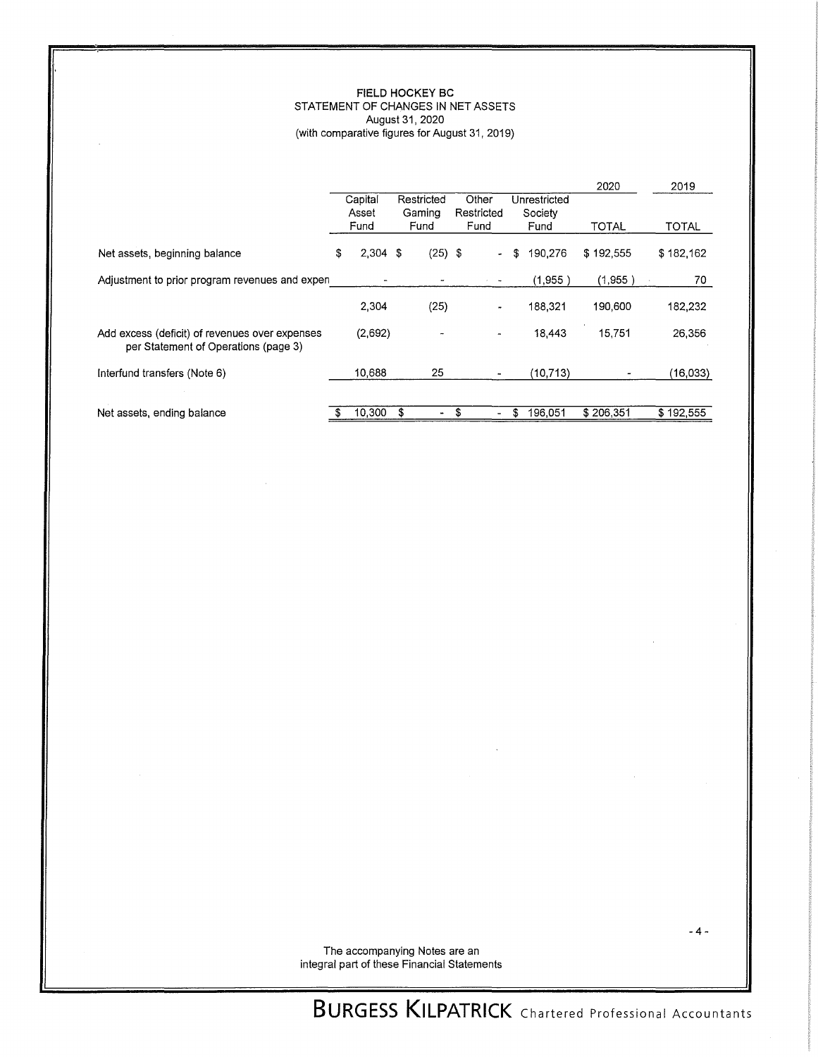**FIELD HOCKEY BC**
STATEMENT OF CHANGES IN NET ASSETS
August 31, 2020
(with comparative figures for August 31, 2019)

| | Capital Asset Fund | Restricted Gaming Fund | Other Restricted Fund | Unrestricted Society Fund | 2020 TOTAL | 2019 TOTAL |
|---|---|---|---|---|---|---|
| Net assets, beginning balance | $ 2,304 | $ (25) | $ - | $ 190,276 | $ 192,555 | $ 182,162 |
| Adjustment to prior program revenues and expen | - | - | - | (1,955) | (1,955) | 70 |
| | 2,304 | (25) | - | 188,321 | 190,600 | 182,232 |
| Add excess (deficit) of revenues over expenses per Statement of Operations (page 3) | (2,692) | - | - | 18,443 | 15,751 | 26,356 |
| Interfund transfers (Note 6) | 10,688 | 25 | - | (10,713) | - | (16,033) |
| Net assets, ending balance | $ 10,300 | $ - | $ - | $ 196,051 | $ 206,351 | $ 192,555 |

The accompanying Notes are an integral part of these Financial Statements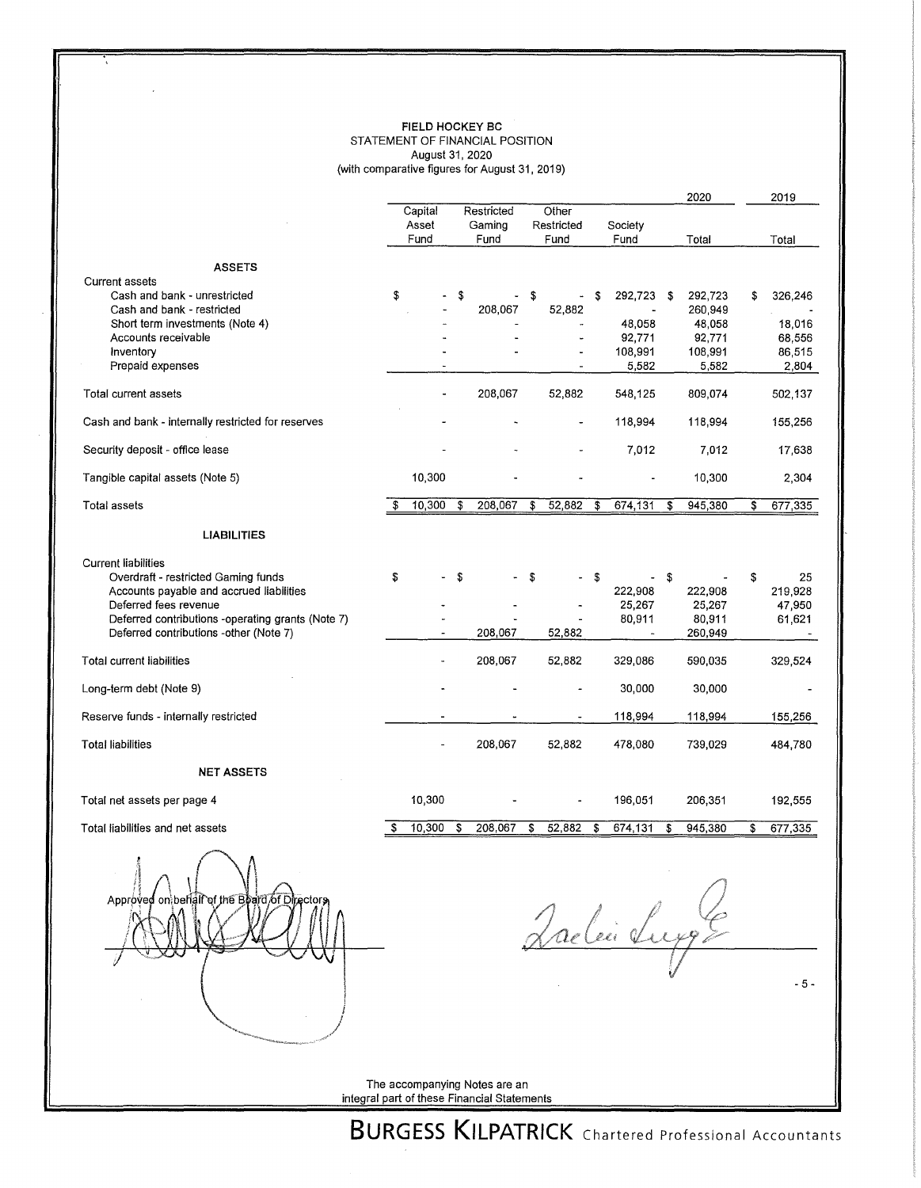# FIELD HOCKEY BC

STATEMENT OF FINANCIAL POSITION

August 31, 2020

(with comparative figures for August 31, 2019)

| | Capital Asset Fund | Restricted Gaming Fund | Other Restricted Fund | Society Fund | 2020 Total | 2019 Total |
|---|---|---|---|---|---|---|
| **ASSETS** | | | | | | |
| Current assets | | | | | | |
| Cash and bank - unrestricted | $ - | $ - | $ - | $ 292,723 | $ 292,723 | $ 326,246 |
| Cash and bank - restricted | - | 208,067 | 52,882 | - | 260,949 | - |
| Short term investments (Note 4) | - | - | - | 48,058 | 48,058 | 18,016 |
| Accounts receivable | - | - | - | 92,771 | 92,771 | 68,556 |
| Inventory | - | - | - | 108,991 | 108,991 | 86,515 |
| Prepaid expenses | - | - | - | 5,582 | 5,582 | 2,804 |
| Total current assets | - | 208,067 | 52,882 | 548,125 | 809,074 | 502,137 |
| Cash and bank - internally restricted for reserves | - | - | - | 118,994 | 118,994 | 155,256 |
| Security deposit - office lease | - | - | - | 7,012 | 7,012 | 17,638 |
| Tangible capital assets (Note 5) | 10,300 | - | - | - | 10,300 | 2,304 |
| Total assets | $ 10,300 | $ 208,067 | $ 52,882 | $ 674,131 | $ 945,380 | $ 677,335 |
| **LIABILITIES** | | | | | | |
| Current liabilities | | | | | | |
| Overdraft - restricted Gaming funds | $ - | $ - | $ - | $ - | $ - | $ 25 |
| Accounts payable and accrued liabilities | | | | 222,908 | 222,908 | 219,928 |
| Deferred fees revenue | - | - | - | 25,267 | 25,267 | 47,950 |
| Deferred contributions -operating grants (Note 7) | - | - | - | 80,911 | 80,911 | 61,621 |
| Deferred contributions -other (Note 7) | - | 208,067 | 52,882 | - | 260,949 | - |
| Total current liabilities | - | 208,067 | 52,882 | 329,086 | 590,035 | 329,524 |
| Long-term debt (Note 9) | - | - | - | 30,000 | 30,000 | - |
| Reserve funds - internally restricted | - | - | - | 118,994 | 118,994 | 155,256 |
| Total liabilities | - | 208,067 | 52,882 | 478,080 | 739,029 | 484,780 |
| **NET ASSETS** | | | | | | |
| Total net assets per page 4 | 10,300 | - | - | 196,051 | 206,351 | 192,555 |
| Total liabilities and net assets | $ 10,300 | $ 208,067 | $ 52,882 | $ 674,131 | $ 945,380 | $ 677,335 |

Approved on behalf of the Board of Directors

The accompanying Notes are an integral part of these Financial Statements

BURGESS KILPATRICK Chartered Professional Accountants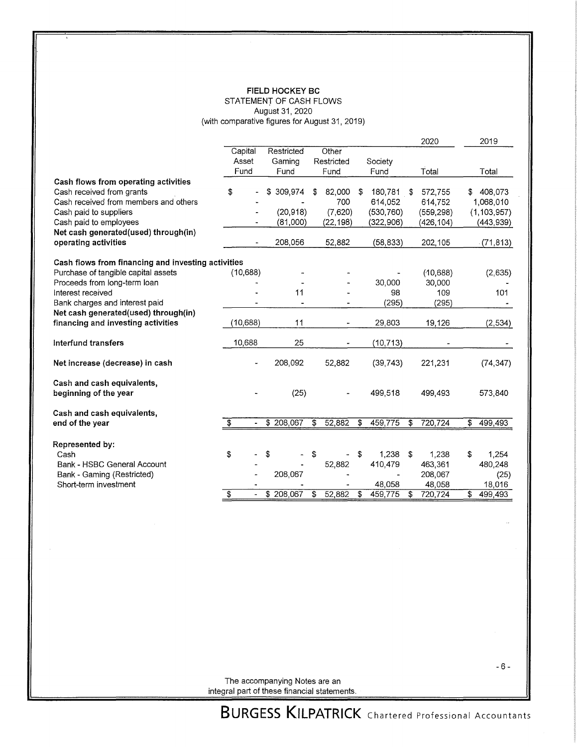**FIELD HOCKEY BC**
STATEMENT OF CASH FLOWS
August 31, 2020
(with comparative figures for August 31, 2019)

| | Capital Asset Fund | Restricted Gaming Fund | Other Restricted Fund | Society Fund | 2020 Total | 2019 Total |
|---|---|---|---|---|---|---|
| **Cash flows from operating activities** | | | | | | |
| Cash received from grants | $ - | $ 309,974 | $ 82,000 | $ 180,781 | $ 572,755 | $ 408,073 |
| Cash received from members and others | - | - | 700 | 614,052 | 614,752 | 1,068,010 |
| Cash paid to suppliers | - | (20,918) | (7,620) | (530,760) | (559,298) | (1,103,957) |
| Cash paid to employees | - | (81,000) | (22,198) | (322,906) | (426,104) | (443,939) |
| **Net cash generated(used) through(in) operating activities** | - | 208,056 | 52,882 | (58,833) | 202,105 | (71,813) |
| **Cash flows from financing and investing activities** | | | | | | |
| Purchase of tangible capital assets | (10,688) | - | - | - | (10,688) | (2,635) |
| Proceeds from long-term loan | - | - | - | 30,000 | 30,000 | - |
| Interest received | - | 11 | - | 98 | 109 | 101 |
| Bank charges and interest paid | - | - | - | (295) | (295) | - |
| **Net cash generated(used) through(in) financing and investing activities** | (10,688) | 11 | - | 29,803 | 19,126 | (2,534) |
| **Interfund transfers** | 10,688 | 25 | - | (10,713) | - | - |
| **Net increase (decrease) in cash** | - | 208,092 | 52,882 | (39,743) | 221,231 | (74,347) |
| **Cash and cash equivalents, beginning of the year** | - | (25) | - | 499,518 | 499,493 | 573,840 |
| **Cash and cash equivalents, end of the year** | $ - | $ 208,067 | $ 52,882 | $ 459,775 | $ 720,724 | $ 499,493 |
| **Represented by:** | | | | | | |
| Cash | $ - | $ - | $ - | $ 1,238 | $ 1,238 | $ 1,254 |
| Bank - HSBC General Account | - | - | 52,882 | 410,479 | 463,361 | 480,248 |
| Bank - Gaming (Restricted) | - | 208,067 | - | - | 208,067 | (25) |
| Short-term investment | - | - | - | 48,058 | 48,058 | 18,016 |
| | $ - | $ 208,067 | $ 52,882 | $ 459,775 | $ 720,724 | $ 499,493 |

The accompanying Notes are an integral part of these financial statements.

BURGESS KILPATRICK Chartered Professional Accountants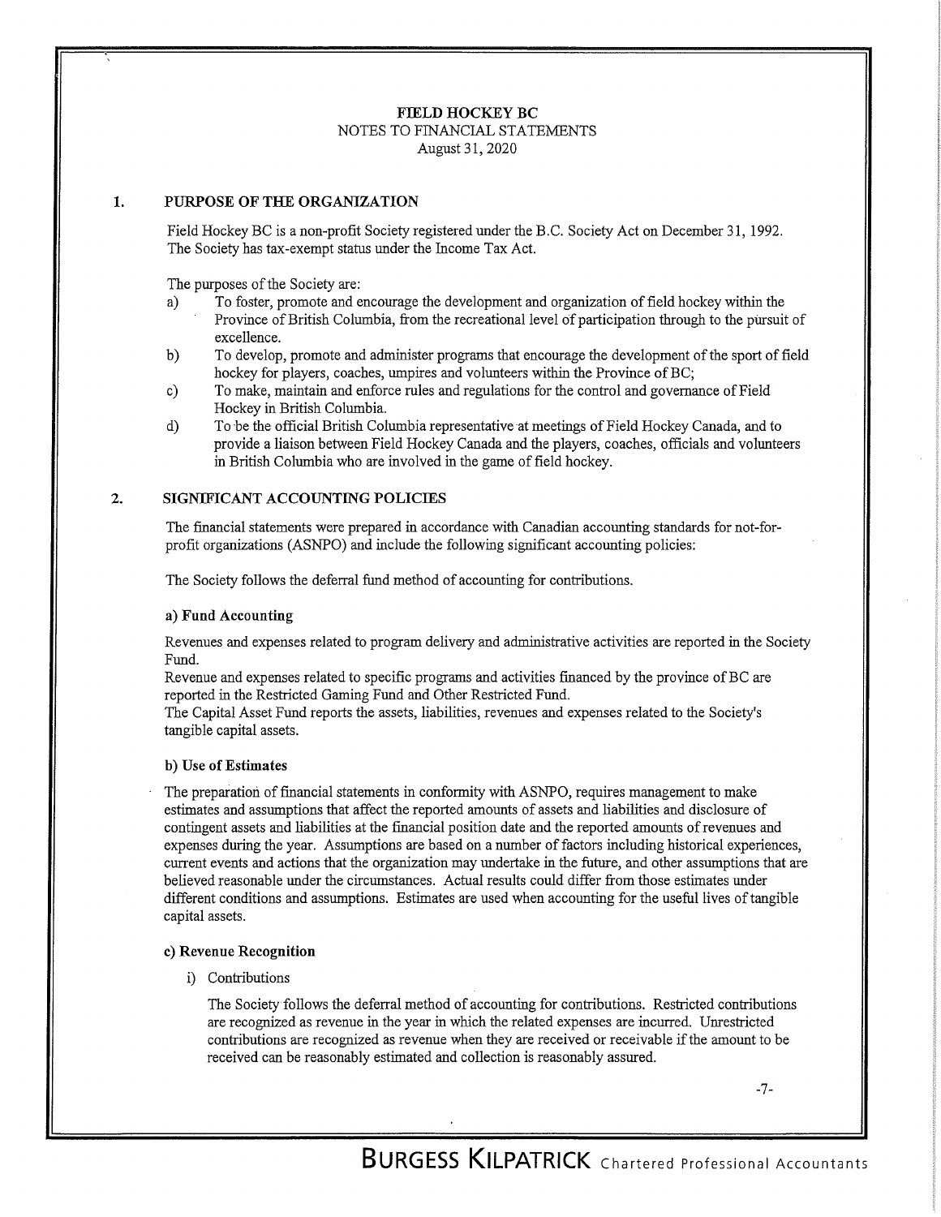**FIELD HOCKEY BC**
NOTES TO FINANCIAL STATEMENTS
August 31, 2020

## 1. PURPOSE OF THE ORGANIZATION

Field Hockey BC is a non-profit Society registered under the B.C. Society Act on December 31, 1992. The Society has tax-exempt status under the Income Tax Act.

The purposes of the Society are:

a) To foster, promote and encourage the development and organization of field hockey within the Province of British Columbia, from the recreational level of participation through to the pursuit of excellence.

b) To develop, promote and administer programs that encourage the development of the sport of field hockey for players, coaches, umpires and volunteers within the Province of BC;

c) To make, maintain and enforce rules and regulations for the control and governance of Field Hockey in British Columbia.

d) To be the official British Columbia representative at meetings of Field Hockey Canada, and to provide a liaison between Field Hockey Canada and the players, coaches, officials and volunteers in British Columbia who are involved in the game of field hockey.

## 2. SIGNIFICANT ACCOUNTING POLICIES

The financial statements were prepared in accordance with Canadian accounting standards for not-for-profit organizations (ASNPO) and include the following significant accounting policies:

The Society follows the deferral fund method of accounting for contributions.

### a) Fund Accounting

Revenues and expenses related to program delivery and administrative activities are reported in the Society Fund.
Revenue and expenses related to specific programs and activities financed by the province of BC are reported in the Restricted Gaming Fund and Other Restricted Fund.
The Capital Asset Fund reports the assets, liabilities, revenues and expenses related to the Society's tangible capital assets.

### b) Use of Estimates

The preparation of financial statements in conformity with ASNPO, requires management to make estimates and assumptions that affect the reported amounts of assets and liabilities and disclosure of contingent assets and liabilities at the financial position date and the reported amounts of revenues and expenses during the year. Assumptions are based on a number of factors including historical experiences, current events and actions that the organization may undertake in the future, and other assumptions that are believed reasonable under the circumstances. Actual results could differ from those estimates under different conditions and assumptions. Estimates are used when accounting for the useful lives of tangible capital assets.

### c) Revenue Recognition

i) Contributions

The Society follows the deferral method of accounting for contributions. Restricted contributions are recognized as revenue in the year in which the related expenses are incurred. Unrestricted contributions are recognized as revenue when they are received or receivable if the amount to be received can be reasonably estimated and collection is reasonably assured.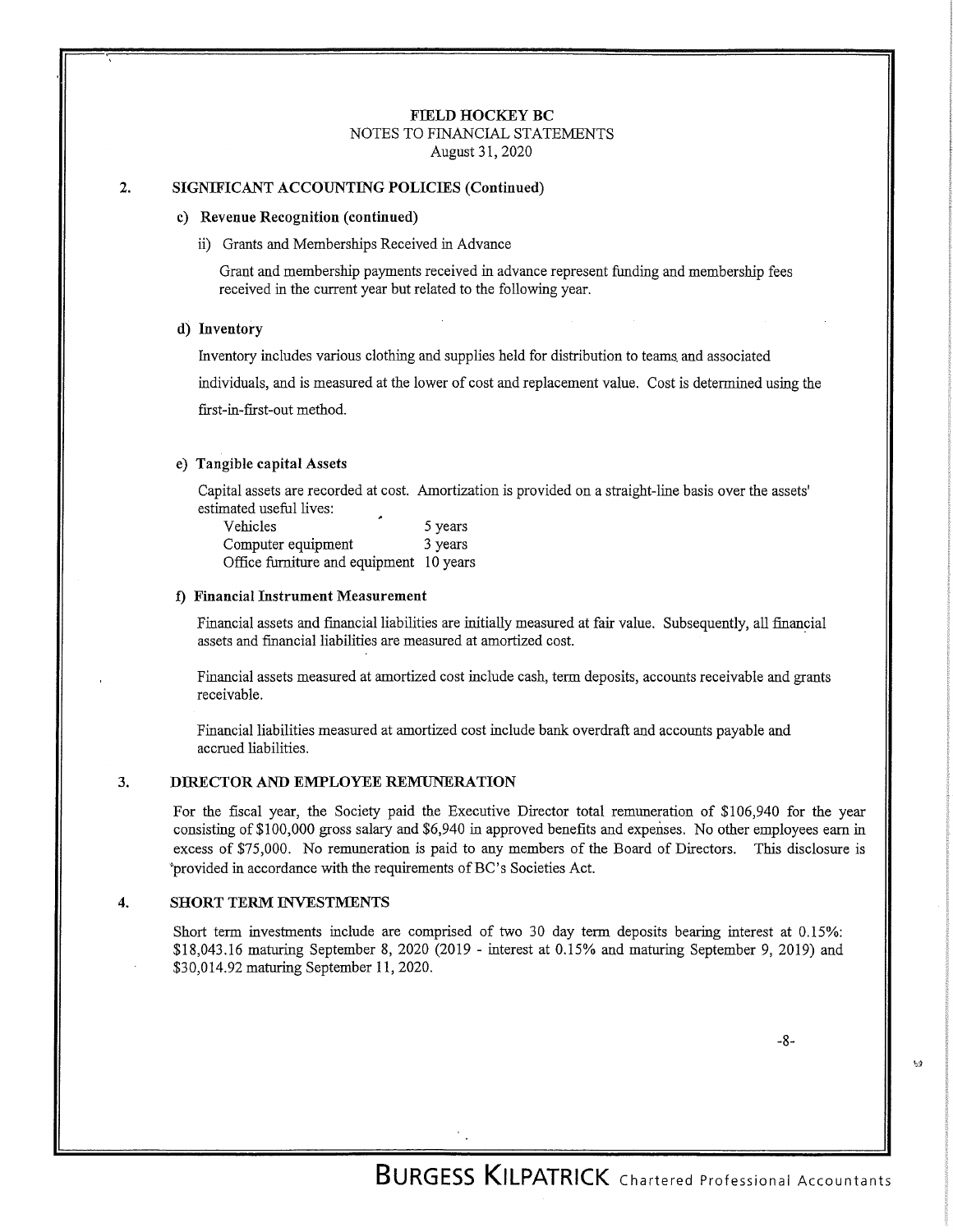**FIELD HOCKEY BC**
NOTES TO FINANCIAL STATEMENTS
August 31, 2020

## 2. SIGNIFICANT ACCOUNTING POLICIES (Continued)

### c) Revenue Recognition (continued)

ii) Grants and Memberships Received in Advance

Grant and membership payments received in advance represent funding and membership fees received in the current year but related to the following year.

### d) Inventory

Inventory includes various clothing and supplies held for distribution to teams and associated individuals, and is measured at the lower of cost and replacement value. Cost is determined using the first-in-first-out method.

### e) Tangible capital Assets

Capital assets are recorded at cost. Amortization is provided on a straight-line basis over the assets' estimated useful lives:

| | |
|---|---|
| Vehicles | 5 years |
| Computer equipment | 3 years |
| Office furniture and equipment | 10 years |

### f) Financial Instrument Measurement

Financial assets and financial liabilities are initially measured at fair value. Subsequently, all financial assets and financial liabilities are measured at amortized cost.

Financial assets measured at amortized cost include cash, term deposits, accounts receivable and grants receivable.

Financial liabilities measured at amortized cost include bank overdraft and accounts payable and accrued liabilities.

## 3. DIRECTOR AND EMPLOYEE REMUNERATION

For the fiscal year, the Society paid the Executive Director total remuneration of $106,940 for the year consisting of $100,000 gross salary and $6,940 in approved benefits and expenses. No other employees earn in excess of $75,000. No remuneration is paid to any members of the Board of Directors. This disclosure is provided in accordance with the requirements of BC's Societies Act.

## 4. SHORT TERM INVESTMENTS

Short term investments include are comprised of two 30 day term deposits bearing interest at 0.15%: $18,043.16 maturing September 8, 2020 (2019 - interest at 0.15% and maturing September 9, 2019) and $30,014.92 maturing September 11, 2020.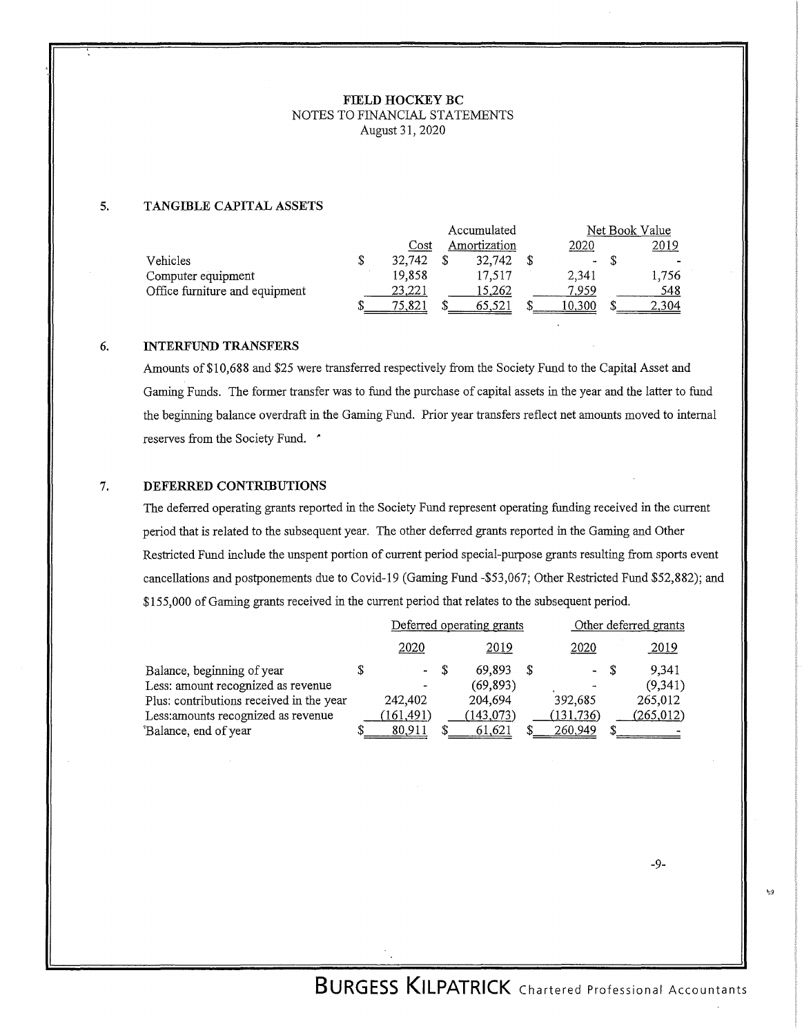# FIELD HOCKEY BC
NOTES TO FINANCIAL STATEMENTS
August 31, 2020

## 5. TANGIBLE CAPITAL ASSETS

| | Cost | Accumulated Amortization | Net Book Value 2020 | Net Book Value 2019 |
|---|---|---|---|---|
| Vehicles | $ 32,742 | $ 32,742 | $ - | $ - |
| Computer equipment | 19,858 | 17,517 | 2,341 | 1,756 |
| Office furniture and equipment | 23,221 | 15,262 | 7,959 | 548 |
| | $ 75,821 | $ 65,521 | $ 10,300 | $ 2,304 |

## 6. INTERFUND TRANSFERS

Amounts of $10,688 and $25 were transferred respectively from the Society Fund to the Capital Asset and Gaming Funds. The former transfer was to fund the purchase of capital assets in the year and the latter to fund the beginning balance overdraft in the Gaming Fund. Prior year transfers reflect net amounts moved to internal reserves from the Society Fund.

## 7. DEFERRED CONTRIBUTIONS

The deferred operating grants reported in the Society Fund represent operating funding received in the current period that is related to the subsequent year. The other deferred grants reported in the Gaming and Other Restricted Fund include the unspent portion of current period special-purpose grants resulting from sports event cancellations and postponements due to Covid-19 (Gaming Fund -$53,067; Other Restricted Fund $52,882); and $155,000 of Gaming grants received in the current period that relates to the subsequent period.

| | Deferred operating grants 2020 | Deferred operating grants 2019 | Other deferred grants 2020 | Other deferred grants 2019 |
|---|---|---|---|---|
| Balance, beginning of year | $ - | $ 69,893 | $ - | $ 9,341 |
| Less: amount recognized as revenue | - | (69,893) | - | (9,341) |
| Plus: contributions received in the year | 242,402 | 204,694 | 392,685 | 265,012 |
| Less:amounts recognized as revenue | (161,491) | (143,073) | (131,736) | (265,012) |
| Balance, end of year | $ 80,911 | $ 61,621 | $ 260,949 | $ - |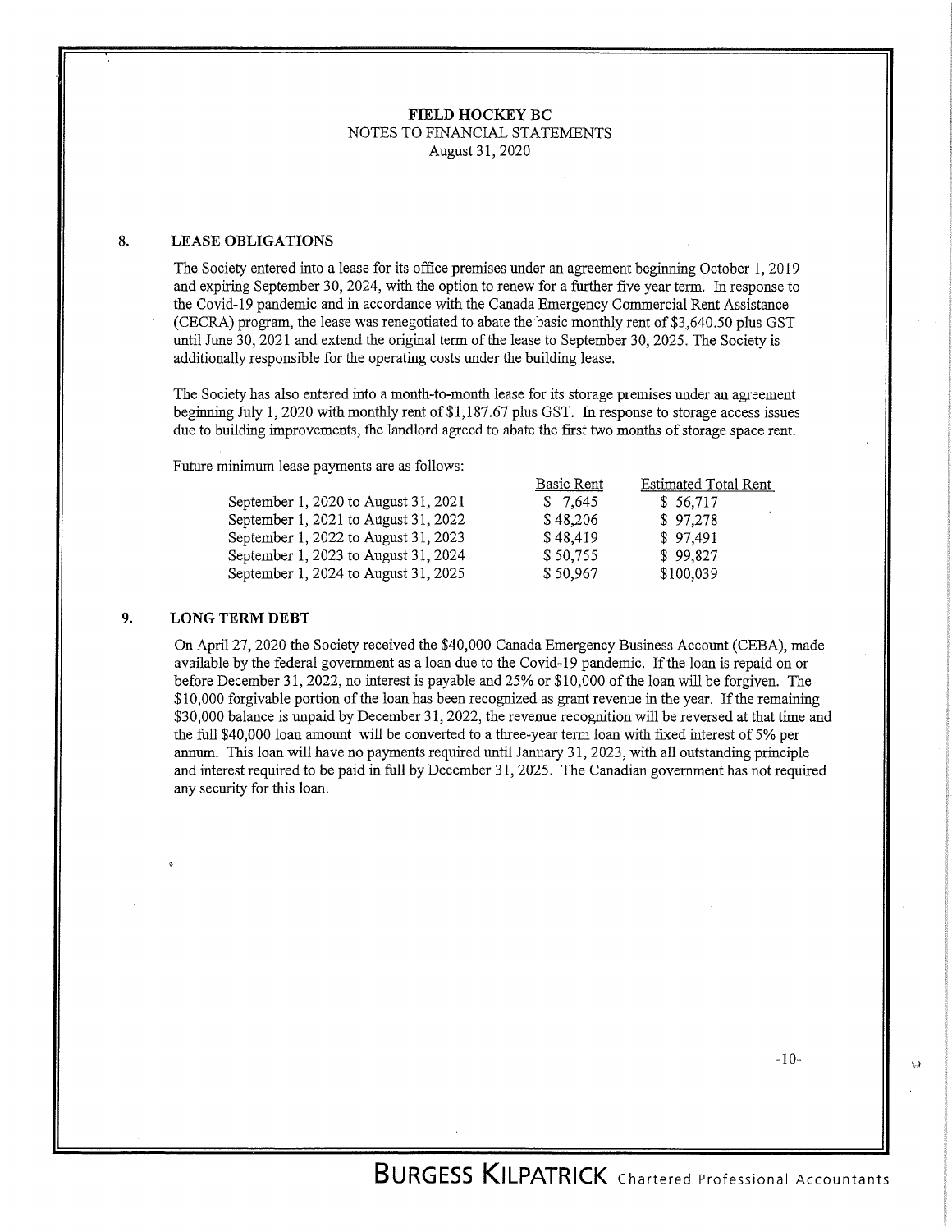**FIELD HOCKEY BC**
NOTES TO FINANCIAL STATEMENTS
August 31, 2020

## 8. LEASE OBLIGATIONS

The Society entered into a lease for its office premises under an agreement beginning October 1, 2019 and expiring September 30, 2024, with the option to renew for a further five year term. In response to the Covid-19 pandemic and in accordance with the Canada Emergency Commercial Rent Assistance (CECRA) program, the lease was renegotiated to abate the basic monthly rent of $3,640.50 plus GST until June 30, 2021 and extend the original term of the lease to September 30, 2025. The Society is additionally responsible for the operating costs under the building lease.

The Society has also entered into a month-to-month lease for its storage premises under an agreement beginning July 1, 2020 with monthly rent of $1,187.67 plus GST. In response to storage access issues due to building improvements, the landlord agreed to abate the first two months of storage space rent.

Future minimum lease payments are as follows:

| | Basic Rent | Estimated Total Rent |
|---|---|---|
| September 1, 2020 to August 31, 2021 | $ 7,645 | $ 56,717 |
| September 1, 2021 to August 31, 2022 | $ 48,206 | $ 97,278 |
| September 1, 2022 to August 31, 2023 | $ 48,419 | $ 97,491 |
| September 1, 2023 to August 31, 2024 | $ 50,755 | $ 99,827 |
| September 1, 2024 to August 31, 2025 | $ 50,967 | $100,039 |

## 9. LONG TERM DEBT

On April 27, 2020 the Society received the $40,000 Canada Emergency Business Account (CEBA), made available by the federal government as a loan due to the Covid-19 pandemic. If the loan is repaid on or before December 31, 2022, no interest is payable and 25% or $10,000 of the loan will be forgiven. The $10,000 forgivable portion of the loan has been recognized as grant revenue in the year. If the remaining $30,000 balance is unpaid by December 31, 2022, the revenue recognition will be reversed at that time and the full $40,000 loan amount will be converted to a three-year term loan with fixed interest of 5% per annum. This loan will have no payments required until January 31, 2023, with all outstanding principle and interest required to be paid in full by December 31, 2025. The Canadian government has not required any security for this loan.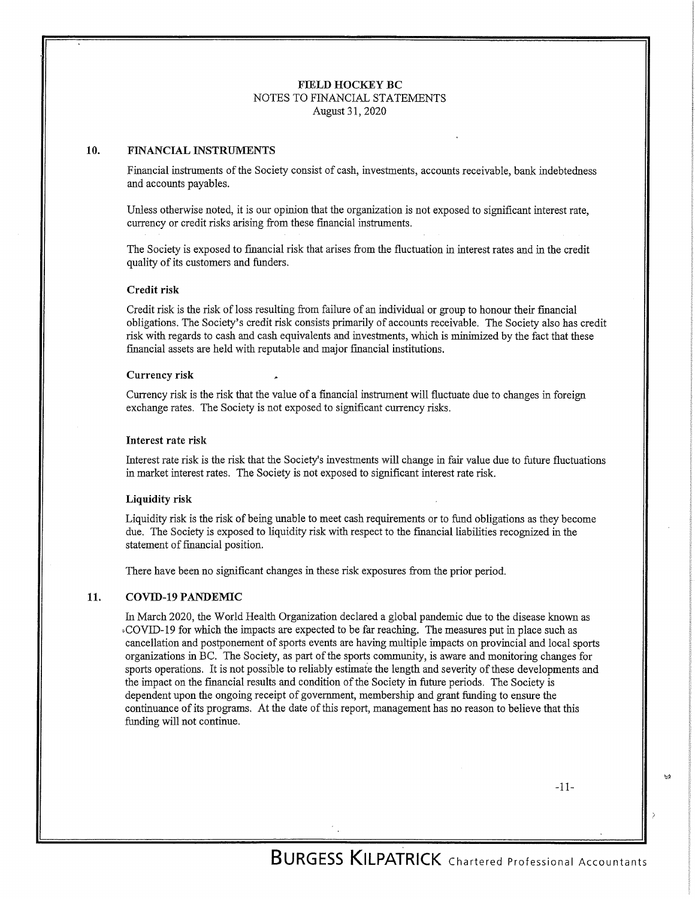**FIELD HOCKEY BC**
NOTES TO FINANCIAL STATEMENTS
August 31, 2020

## 10. FINANCIAL INSTRUMENTS

Financial instruments of the Society consist of cash, investments, accounts receivable, bank indebtedness and accounts payables.

Unless otherwise noted, it is our opinion that the organization is not exposed to significant interest rate, currency or credit risks arising from these financial instruments.

The Society is exposed to financial risk that arises from the fluctuation in interest rates and in the credit quality of its customers and funders.

### Credit risk

Credit risk is the risk of loss resulting from failure of an individual or group to honour their financial obligations. The Society's credit risk consists primarily of accounts receivable. The Society also has credit risk with regards to cash and cash equivalents and investments, which is minimized by the fact that these financial assets are held with reputable and major financial institutions.

### Currency risk

Currency risk is the risk that the value of a financial instrument will fluctuate due to changes in foreign exchange rates. The Society is not exposed to significant currency risks.

### Interest rate risk

Interest rate risk is the risk that the Society's investments will change in fair value due to future fluctuations in market interest rates. The Society is not exposed to significant interest rate risk.

### Liquidity risk

Liquidity risk is the risk of being unable to meet cash requirements or to fund obligations as they become due. The Society is exposed to liquidity risk with respect to the financial liabilities recognized in the statement of financial position.

There have been no significant changes in these risk exposures from the prior period.

## 11. COVID-19 PANDEMIC

In March 2020, the World Health Organization declared a global pandemic due to the disease known as COVID-19 for which the impacts are expected to be far reaching. The measures put in place such as cancellation and postponement of sports events are having multiple impacts on provincial and local sports organizations in BC. The Society, as part of the sports community, is aware and monitoring changes for sports operations. It is not possible to reliably estimate the length and severity of these developments and the impact on the financial results and condition of the Society in future periods. The Society is dependent upon the ongoing receipt of government, membership and grant funding to ensure the continuance of its programs. At the date of this report, management has no reason to believe that this funding will not continue.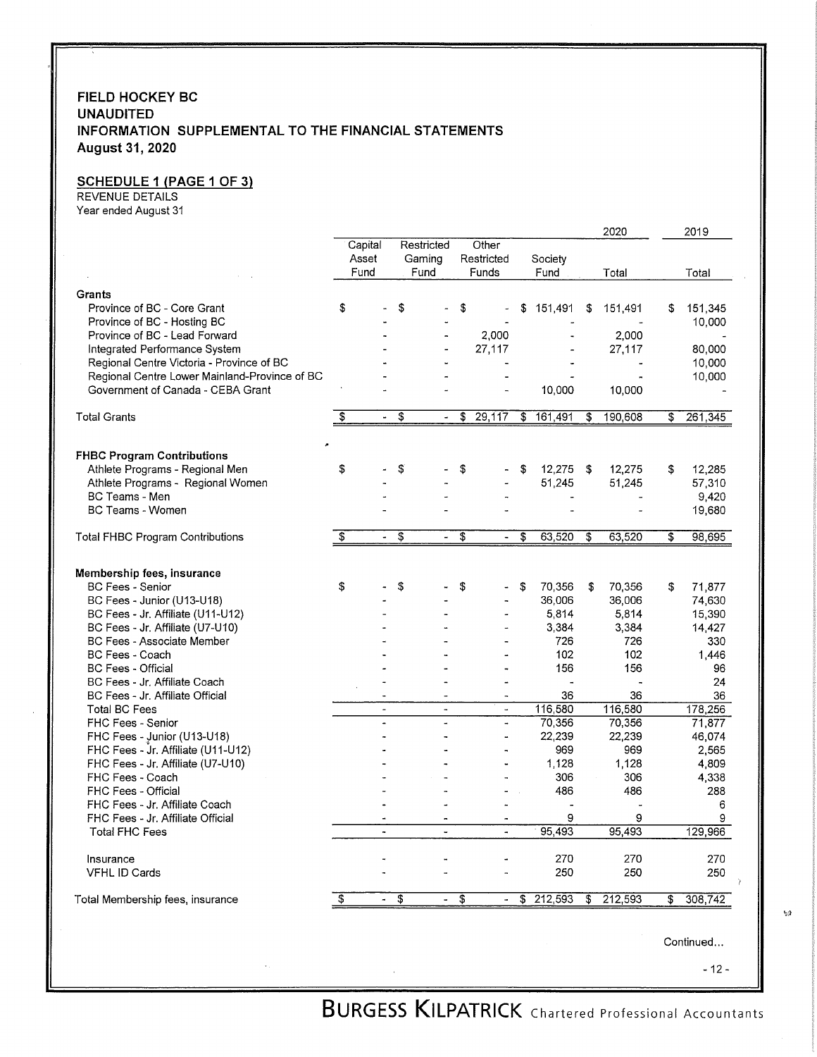# FIELD HOCKEY BC
# UNAUDITED
# INFORMATION SUPPLEMENTAL TO THE FINANCIAL STATEMENTS
# August 31, 2020

## SCHEDULE 1 (PAGE 1 OF 3)

REVENUE DETAILS
Year ended August 31

| | Capital Asset Fund | Restricted Gaming Fund | Other Restricted Funds | Society Fund | 2020 Total | 2019 Total |
|---|---|---|---|---|---|---|
| **Grants** | | | | | | |
| Province of BC - Core Grant | $ - | $ - | $ - | $ 151,491 | $ 151,491 | $ 151,345 |
| Province of BC - Hosting BC | - | - | - | - | - | 10,000 |
| Province of BC - Lead Forward | - | - | 2,000 | - | 2,000 | - |
| Integrated Performance System | - | - | 27,117 | - | 27,117 | 80,000 |
| Regional Centre Victoria - Province of BC | - | - | - | - | - | 10,000 |
| Regional Centre Lower Mainland-Province of BC | - | - | - | - | - | 10,000 |
| Government of Canada - CEBA Grant | - | - | - | 10,000 | 10,000 | - |
| Total Grants | $ - | $ - | $ 29,117 | $ 161,491 | $ 190,608 | $ 261,345 |
| **FHBC Program Contributions** | | | | | | |
| Athlete Programs - Regional Men | $ - | $ - | $ - | $ 12,275 | $ 12,275 | $ 12,285 |
| Athlete Programs - Regional Women | - | - | - | 51,245 | 51,245 | 57,310 |
| BC Teams - Men | - | - | - | - | - | 9,420 |
| BC Teams - Women | - | - | - | - | - | 19,680 |
| Total FHBC Program Contributions | $ - | $ - | $ - | $ 63,520 | $ 63,520 | $ 98,695 |
| **Membership fees, insurance** | | | | | | |
| BC Fees - Senior | $ - | $ - | $ - | $ 70,356 | $ 70,356 | $ 71,877 |
| BC Fees - Junior (U13-U18) | - | - | - | 36,006 | 36,006 | 74,630 |
| BC Fees - Jr. Affiliate (U11-U12) | - | - | - | 5,814 | 5,814 | 15,390 |
| BC Fees - Jr. Affiliate (U7-U10) | - | - | - | 3,384 | 3,384 | 14,427 |
| BC Fees - Associate Member | - | - | - | 726 | 726 | 330 |
| BC Fees - Coach | - | - | - | 102 | 102 | 1,446 |
| BC Fees - Official | - | - | - | 156 | 156 | 96 |
| BC Fees - Jr. Affiliate Coach | - | - | - | - | - | 24 |
| BC Fees - Jr. Affiliate Official | - | - | - | 36 | 36 | 36 |
| Total BC Fees | - | - | - | 116,580 | 116,580 | 178,256 |
| FHC Fees - Senior | - | - | - | 70,356 | 70,356 | 71,877 |
| FHC Fees - Junior (U13-U18) | - | - | - | 22,239 | 22,239 | 46,074 |
| FHC Fees - Jr. Affiliate (U11-U12) | - | - | - | 969 | 969 | 2,565 |
| FHC Fees - Jr. Affiliate (U7-U10) | - | - | - | 1,128 | 1,128 | 4,809 |
| FHC Fees - Coach | - | - | - | 306 | 306 | 4,338 |
| FHC Fees - Official | - | - | - | 486 | 486 | 288 |
| FHC Fees - Jr. Affiliate Coach | - | - | - | - | - | 6 |
| FHC Fees - Jr. Affiliate Official | - | - | - | 9 | 9 | 9 |
| Total FHC Fees | - | - | - | 95,493 | 95,493 | 129,966 |
| Insurance | - | - | - | 270 | 270 | 270 |
| VFHL ID Cards | - | - | - | 250 | 250 | 250 |
| Total Membership fees, insurance | $ - | $ - | $ - | $ 212,593 | $ 212,593 | $ 308,742 |

Continued...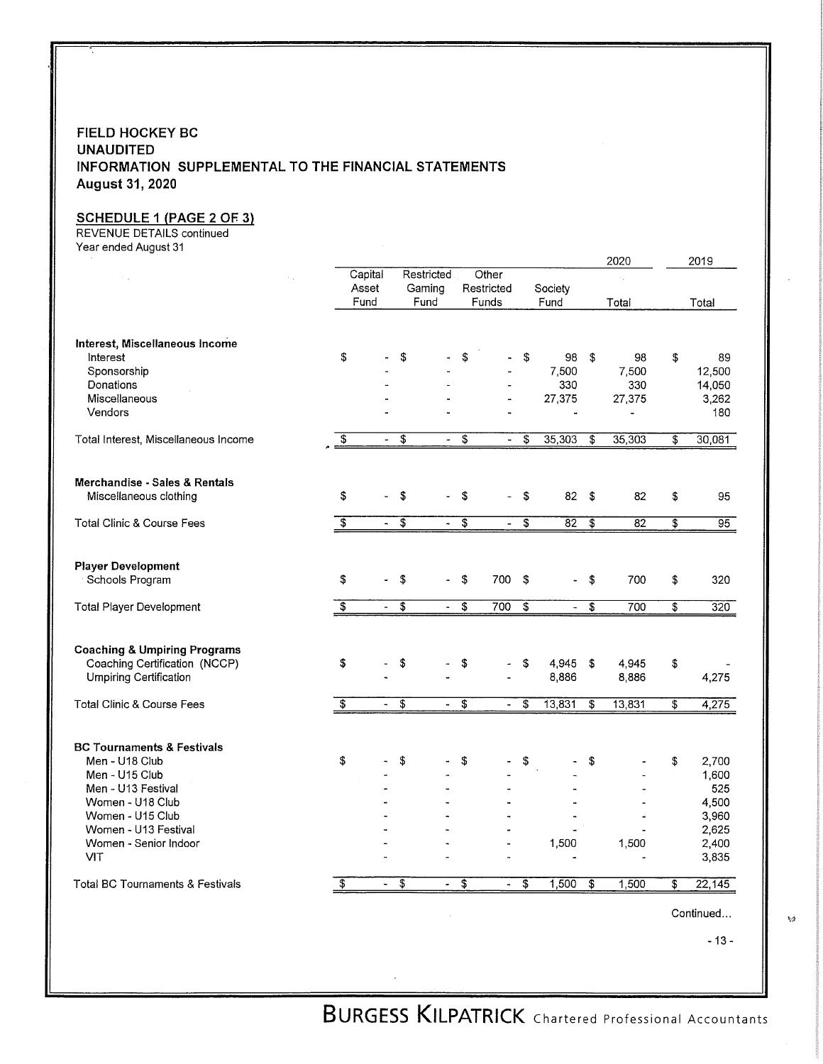**FIELD HOCKEY BC**
**UNAUDITED**
**INFORMATION SUPPLEMENTAL TO THE FINANCIAL STATEMENTS**
**August 31, 2020**

**SCHEDULE 1 (PAGE 2 OF 3)**
REVENUE DETAILS continued
Year ended August 31

| | Capital Asset Fund | Restricted Gaming Fund | Other Restricted Funds | Society Fund | 2020 Total | 2019 Total |
|---|---|---|---|---|---|---|
| **Interest, Miscellaneous Income** | | | | | | |
| Interest | $ - | $ - | $ - | $ 98 | $ 98 | $ 89 |
| Sponsorship | - | - | - | 7,500 | 7,500 | 12,500 |
| Donations | - | - | - | 330 | 330 | 14,050 |
| Miscellaneous | - | - | - | 27,375 | 27,375 | 3,262 |
| Vendors | - | - | - | - | - | 180 |
| Total Interest, Miscellaneous Income | $ - | $ - | $ - | $ 35,303 | $ 35,303 | $ 30,081 |
| **Merchandise - Sales & Rentals** | | | | | | |
| Miscellaneous clothing | $ - | $ - | $ - | $ 82 | $ 82 | $ 95 |
| Total Clinic & Course Fees | $ - | $ - | $ - | $ 82 | $ 82 | $ 95 |
| **Player Development** | | | | | | |
| Schools Program | $ - | $ - | $ 700 | $ - | $ 700 | $ 320 |
| Total Player Development | $ - | $ - | $ 700 | $ - | $ 700 | $ 320 |
| **Coaching & Umpiring Programs** | | | | | | |
| Coaching Certification (NCCP) | $ - | $ - | $ - | $ 4,945 | $ 4,945 | $ - |
| Umpiring Certification | - | - | - | 8,886 | 8,886 | 4,275 |
| Total Clinic & Course Fees | $ - | $ - | $ - | $ 13,831 | $ 13,831 | $ 4,275 |
| **BC Tournaments & Festivals** | | | | | | |
| Men - U18 Club | $ - | $ - | $ - | $ - | $ - | $ 2,700 |
| Men - U15 Club | - | - | - | - | - | 1,600 |
| Men - U13 Festival | - | - | - | - | - | 525 |
| Women - U18 Club | - | - | - | - | - | 4,500 |
| Women - U15 Club | - | - | - | - | - | 3,960 |
| Women - U13 Festival | - | - | - | - | - | 2,625 |
| Women - Senior Indoor | - | - | - | 1,500 | 1,500 | 2,400 |
| VIT | - | - | - | - | - | 3,835 |
| Total BC Tournaments & Festivals | $ - | $ - | $ - | $ 1,500 | $ 1,500 | $ 22,145 |

Continued...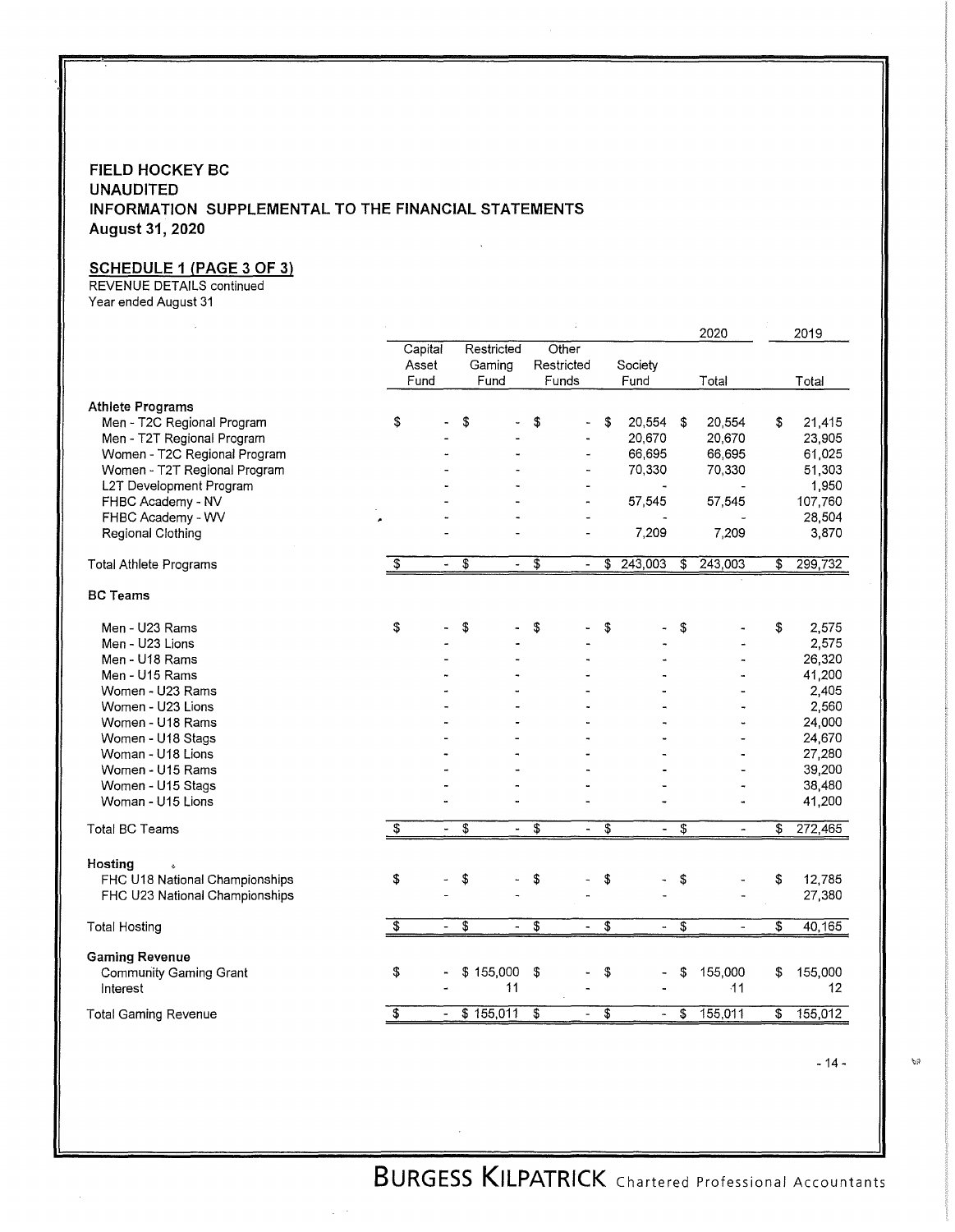**FIELD HOCKEY BC**
**UNAUDITED**
**INFORMATION SUPPLEMENTAL TO THE FINANCIAL STATEMENTS**
**August 31, 2020**

**SCHEDULE 1 (PAGE 3 OF 3)**
REVENUE DETAILS continued
Year ended August 31

| | Capital Asset Fund | Restricted Gaming Fund | Other Restricted Funds | Society Fund | 2020 Total | 2019 Total |
|---|---|---|---|---|---|---|
| **Athlete Programs** | | | | | | |
| Men - T2C Regional Program | $ - | $ - | $ - | $ 20,554 | $ 20,554 | $ 21,415 |
| Men - T2T Regional Program | - | - | - | 20,670 | 20,670 | 23,905 |
| Women - T2C Regional Program | - | - | - | 66,695 | 66,695 | 61,025 |
| Women - T2T Regional Program | - | - | - | 70,330 | 70,330 | 51,303 |
| L2T Development Program | - | - | - | - | - | 1,950 |
| FHBC Academy - NV | - | - | - | 57,545 | 57,545 | 107,760 |
| FHBC Academy - WV | - | - | - | - | - | 28,504 |
| Regional Clothing | - | - | - | 7,209 | 7,209 | 3,870 |
| Total Athlete Programs | $ - | $ - | $ - | $ 243,003 | $ 243,003 | $ 299,732 |
| **BC Teams** | | | | | | |
| Men - U23 Rams | $ - | $ - | $ - | $ - | $ - | $ 2,575 |
| Men - U23 Lions | - | - | - | - | - | 2,575 |
| Men - U18 Rams | - | - | - | - | - | 26,320 |
| Men - U15 Rams | - | - | - | - | - | 41,200 |
| Women - U23 Rams | - | - | - | - | - | 2,405 |
| Women - U23 Lions | - | - | - | - | - | 2,560 |
| Women - U18 Rams | - | - | - | - | - | 24,000 |
| Women - U18 Stags | - | - | - | - | - | 24,670 |
| Woman - U18 Lions | - | - | - | - | - | 27,280 |
| Women - U15 Rams | - | - | - | - | - | 39,200 |
| Women - U15 Stags | - | - | - | - | - | 38,480 |
| Woman - U15 Lions | - | - | - | - | - | 41,200 |
| Total BC Teams | $ - | $ - | $ - | $ - | $ - | $ 272,465 |
| **Hosting** | | | | | | |
| FHC U18 National Championships | $ - | $ - | $ - | $ - | $ - | $ 12,785 |
| FHC U23 National Championships | - | - | - | - | - | 27,380 |
| Total Hosting | $ - | $ - | $ - | $ - | $ - | $ 40,165 |
| **Gaming Revenue** | | | | | | |
| Community Gaming Grant | $ - | $ 155,000 | $ - | $ - | $ 155,000 | $ 155,000 |
| Interest | - | 11 | | - | 11 | 12 |
| Total Gaming Revenue | $ - | $ 155,011 | $ - | $ - | $ 155,011 | $ 155,012 |

BURGESS KILPATRICK Chartered Professional Accountants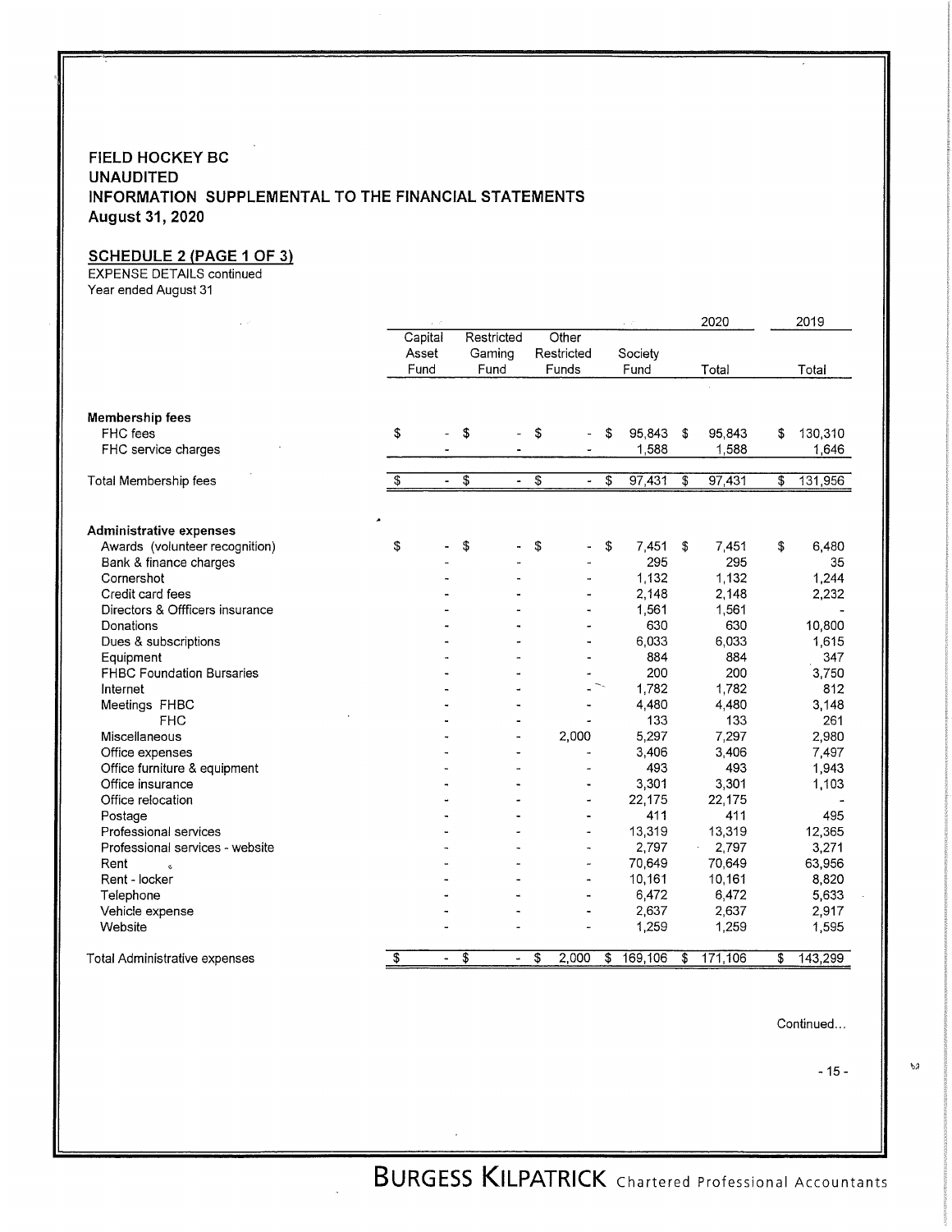**FIELD HOCKEY BC**
**UNAUDITED**
**INFORMATION SUPPLEMENTAL TO THE FINANCIAL STATEMENTS**
**August 31, 2020**

**SCHEDULE 2 (PAGE 1 OF 3)**
EXPENSE DETAILS continued
Year ended August 31

| | Capital Asset Fund | Restricted Gaming Fund | Other Restricted Funds | Society Fund | 2020 Total | 2019 Total |
|---|---|---|---|---|---|---|
| **Membership fees** | | | | | | |
| FHC fees | $ - | $ - | $ - | $ 95,843 | $ 95,843 | $ 130,310 |
| FHC service charges | - | - | - | 1,588 | 1,588 | 1,646 |
| Total Membership fees | $ - | $ - | $ - | $ 97,431 | $ 97,431 | $ 131,956 |
| **Administrative expenses** | | | | | | |
| Awards (volunteer recognition) | $ - | $ - | $ - | $ 7,451 | $ 7,451 | $ 6,480 |
| Bank & finance charges | - | - | - | 295 | 295 | 35 |
| Cornershot | - | - | - | 1,132 | 1,132 | 1,244 |
| Credit card fees | - | - | - | 2,148 | 2,148 | 2,232 |
| Directors & Offficers insurance | - | - | - | 1,561 | 1,561 | - |
| Donations | - | - | - | 630 | 630 | 10,800 |
| Dues & subscriptions | - | - | - | 6,033 | 6,033 | 1,615 |
| Equipment | - | - | - | 884 | 884 | 347 |
| FHBC Foundation Bursaries | - | - | - | 200 | 200 | 3,750 |
| Internet | - | - | - | 1,782 | 1,782 | 812 |
| Meetings FHBC | - | - | - | 4,480 | 4,480 | 3,148 |
| FHC | - | - | - | 133 | 133 | 261 |
| Miscellaneous | - | - | 2,000 | 5,297 | 7,297 | 2,980 |
| Office expenses | - | - | - | 3,406 | 3,406 | 7,497 |
| Office furniture & equipment | - | - | - | 493 | 493 | 1,943 |
| Office insurance | - | - | - | 3,301 | 3,301 | 1,103 |
| Office relocation | - | - | - | 22,175 | 22,175 | - |
| Postage | - | - | - | 411 | 411 | 495 |
| Professional services | - | - | - | 13,319 | 13,319 | 12,365 |
| Professional services - website | - | - | - | 2,797 | 2,797 | 3,271 |
| Rent | - | - | - | 70,649 | 70,649 | 63,956 |
| Rent - locker | - | - | - | 10,161 | 10,161 | 8,820 |
| Telephone | - | - | - | 6,472 | 6,472 | 5,633 |
| Vehicle expense | - | - | - | 2,637 | 2,637 | 2,917 |
| Website | - | - | - | 1,259 | 1,259 | 1,595 |
| Total Administrative expenses | $ - | $ - | $ 2,000 | $ 169,106 | $ 171,106 | $ 143,299 |

Continued...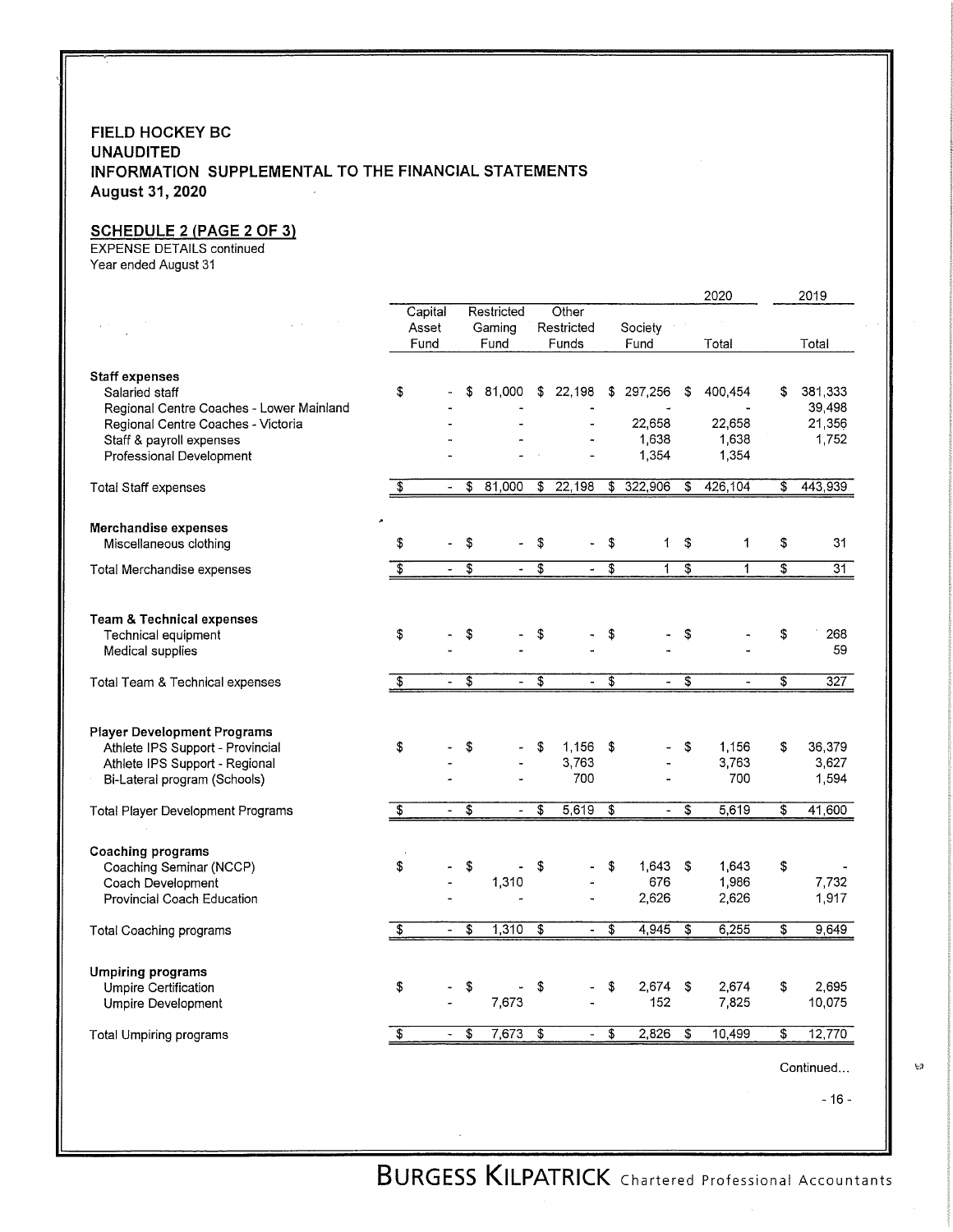**FIELD HOCKEY BC**
**UNAUDITED**
**INFORMATION SUPPLEMENTAL TO THE FINANCIAL STATEMENTS**
**August 31, 2020**

## SCHEDULE 2 (PAGE 2 OF 3)

EXPENSE DETAILS continued
Year ended August 31

| | Capital Asset Fund | Restricted Gaming Fund | Other Restricted Funds | Society Fund | 2020 Total | 2019 Total |
|---|---|---|---|---|---|---|
| **Staff expenses** | | | | | | |
| Salaried staff | $ - | $ 81,000 | $ 22,198 | $ 297,256 | $ 400,454 | $ 381,333 |
| Regional Centre Coaches - Lower Mainland | - | - | - | - | - | 39,498 |
| Regional Centre Coaches - Victoria | - | - | - | 22,658 | 22,658 | 21,356 |
| Staff & payroll expenses | - | - | - | 1,638 | 1,638 | 1,752 |
| Professional Development | - | - | - | 1,354 | 1,354 | |
| Total Staff expenses | $ - | $ 81,000 | $ 22,198 | $ 322,906 | $ 426,104 | $ 443,939 |
| **Merchandise expenses** | | | | | | |
| Miscellaneous clothing | $ - | $ - | $ - | $ 1 | $ 1 | $ 31 |
| Total Merchandise expenses | $ - | $ - | $ - | $ 1 | $ 1 | $ 31 |
| **Team & Technical expenses** | | | | | | |
| Technical equipment | $ - | $ - | $ - | $ - | $ - | $ 268 |
| Medical supplies | - | - | - | - | - | 59 |
| Total Team & Technical expenses | $ - | $ - | $ - | $ - | $ - | $ 327 |
| **Player Development Programs** | | | | | | |
| Athlete IPS Support - Provincial | $ - | $ - | $ 1,156 | $ - | $ 1,156 | $ 36,379 |
| Athlete IPS Support - Regional | - | - | 3,763 | - | 3,763 | 3,627 |
| Bi-Lateral program (Schools) | - | - | 700 | - | 700 | 1,594 |
| Total Player Development Programs | $ - | $ - | $ 5,619 | $ - | $ 5,619 | $ 41,600 |
| **Coaching programs** | | | | | | |
| Coaching Seminar (NCCP) | $ - | $ - | $ - | $ 1,643 | $ 1,643 | $ - |
| Coach Development | - | 1,310 | - | 676 | 1,986 | 7,732 |
| Provincial Coach Education | - | - | - | 2,626 | 2,626 | 1,917 |
| Total Coaching programs | $ - | $ 1,310 | $ - | $ 4,945 | $ 6,255 | $ 9,649 |
| **Umpiring programs** | | | | | | |
| Umpire Certification | $ - | $ - | $ - | $ 2,674 | $ 2,674 | $ 2,695 |
| Umpire Development | - | 7,673 | - | 152 | 7,825 | 10,075 |
| Total Umpiring programs | $ - | $ 7,673 | $ - | $ 2,826 | $ 10,499 | $ 12,770 |

Continued...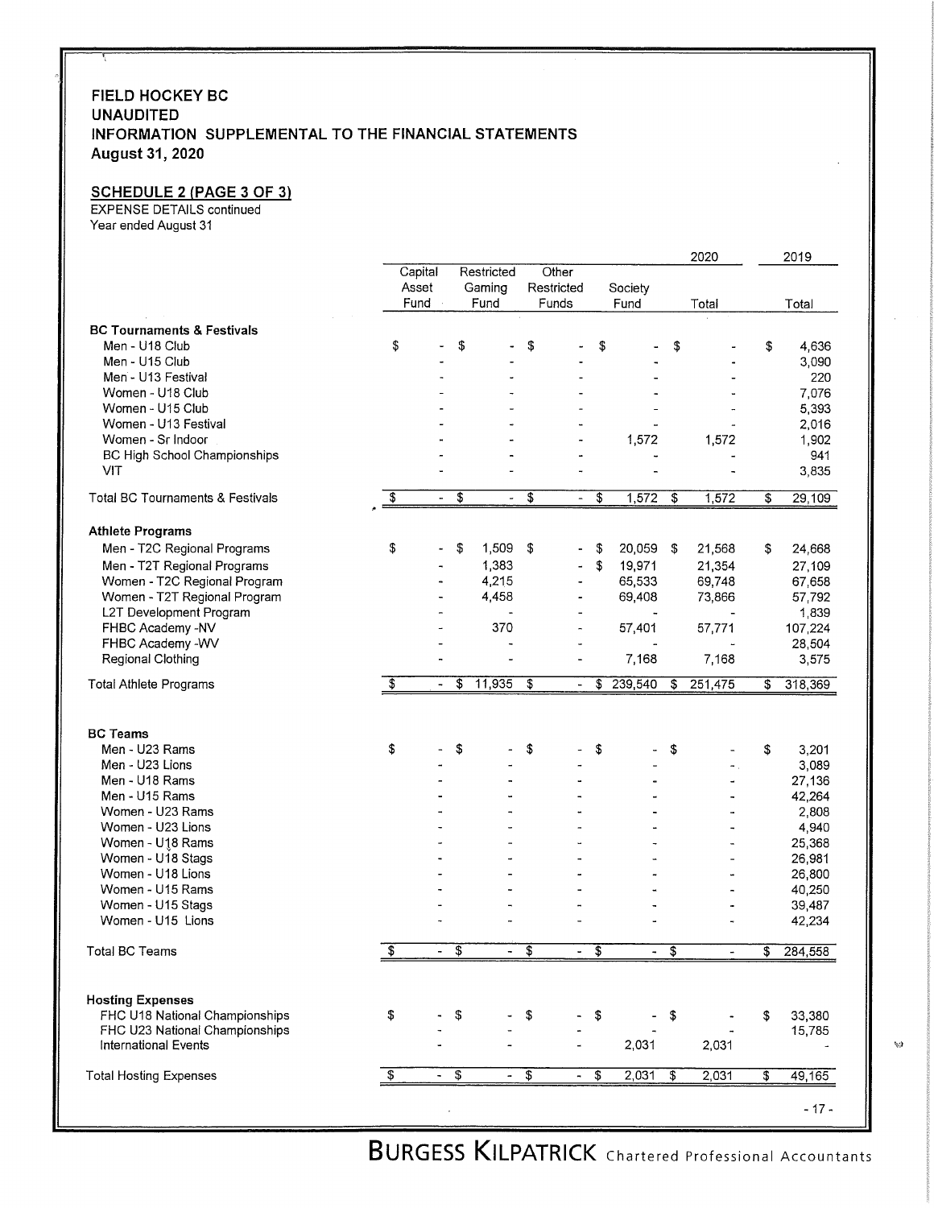**FIELD HOCKEY BC**
**UNAUDITED**
**INFORMATION SUPPLEMENTAL TO THE FINANCIAL STATEMENTS**
**August 31, 2020**

**SCHEDULE 2 (PAGE 3 OF 3)**
EXPENSE DETAILS continued
Year ended August 31

| | Capital Asset Fund | Restricted Gaming Fund | Other Restricted Funds | Society Fund | 2020 Total | 2019 Total |
|---|---|---|---|---|---|---|
| **BC Tournaments & Festivals** | | | | | | |
| Men - U18 Club | $ - | $ - | $ - | $ - | $ - | $ 4,636 |
| Men - U15 Club | - | - | - | - | - | 3,090 |
| Men - U13 Festival | - | - | - | - | - | 220 |
| Women - U18 Club | - | - | - | - | - | 7,076 |
| Women - U15 Club | - | - | - | - | - | 5,393 |
| Women - U13 Festival | - | - | - | - | - | 2,016 |
| Women - Sr Indoor | - | - | - | 1,572 | 1,572 | 1,902 |
| BC High School Championships | - | - | - | - | - | 941 |
| VIT | - | - | - | - | - | 3,835 |
| Total BC Tournaments & Festivals | $ - | $ - | $ - | $ 1,572 | $ 1,572 | $ 29,109 |
| **Athlete Programs** | | | | | | |
| Men - T2C Regional Programs | $ - | $ 1,509 | $ - | $ 20,059 | $ 21,568 | $ 24,668 |
| Men - T2T Regional Programs | - | 1,383 | - | $ 19,971 | 21,354 | 27,109 |
| Women - T2C Regional Program | - | 4,215 | - | 65,533 | 69,748 | 67,658 |
| Women - T2T Regional Program | - | 4,458 | - | 69,408 | 73,866 | 57,792 |
| L2T Development Program | - | - | - | - | - | 1,839 |
| FHBC Academy -NV | - | 370 | - | 57,401 | 57,771 | 107,224 |
| FHBC Academy -WV | - | - | - | - | - | 28,504 |
| Regional Clothing | - | - | - | 7,168 | 7,168 | 3,575 |
| Total Athlete Programs | $ - | $ 11,935 | $ - | $ 239,540 | $ 251,475 | $ 318,369 |
| **BC Teams** | | | | | | |
| Men - U23 Rams | $ - | $ - | $ - | $ - | $ - | $ 3,201 |
| Men - U23 Lions | - | - | - | - | - | 3,089 |
| Men - U18 Rams | - | - | - | - | - | 27,136 |
| Men - U15 Rams | - | - | - | - | - | 42,264 |
| Women - U23 Rams | - | - | - | - | - | 2,808 |
| Women - U23 Lions | - | - | - | - | - | 4,940 |
| Women - U18 Rams | - | - | - | - | - | 25,368 |
| Women - U18 Stags | - | - | - | - | - | 26,981 |
| Women - U18 Lions | - | - | - | - | - | 26,800 |
| Women - U15 Rams | - | - | - | - | - | 40,250 |
| Women - U15 Stags | - | - | - | - | - | 39,487 |
| Women - U15 Lions | - | - | - | - | - | 42,234 |
| Total BC Teams | $ - | $ - | $ - | $ - | $ - | $ 284,558 |
| **Hosting Expenses** | | | | | | |
| FHC U18 National Championships | $ - | $ - | $ - | $ - | $ - | $ 33,380 |
| FHC U23 National Championships | - | - | - | - | - | 15,785 |
| International Events | - | - | - | 2,031 | 2,031 | - |
| Total Hosting Expenses | $ - | $ - | $ - | $ 2,031 | $ 2,031 | $ 49,165 |

BURGESS KILPATRICK Chartered Professional Accountants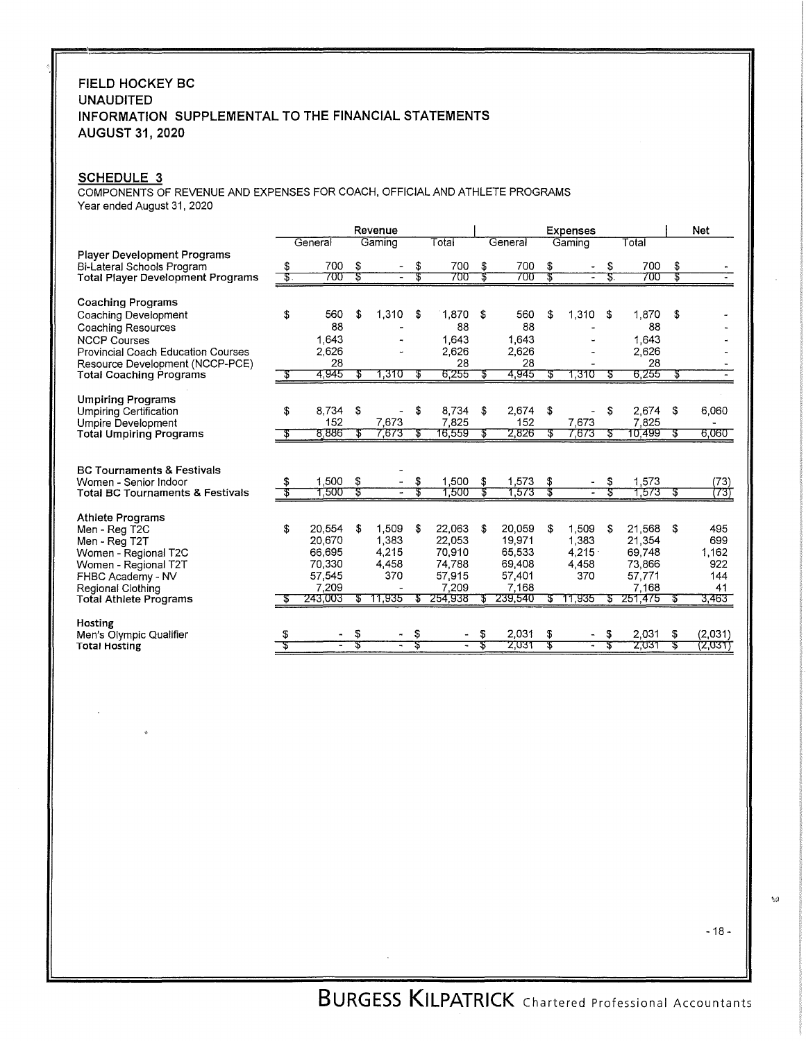**FIELD HOCKEY BC**
**UNAUDITED**
**INFORMATION SUPPLEMENTAL TO THE FINANCIAL STATEMENTS**
**AUGUST 31, 2020**

**SCHEDULE 3**

COMPONENTS OF REVENUE AND EXPENSES FOR COACH, OFFICIAL AND ATHLETE PROGRAMS
Year ended August 31, 2020

| | Revenue | | | Expenses | | | Net |
|---|---|---|---|---|---|---|---|
| | General | Gaming | Total | General | Gaming | Total | |
| **Player Development Programs** | | | | | | | |
| Bi-Lateral Schools Program | $ 700 | $ - | $ 700 | $ 700 | $ - | $ 700 | $ - |
| **Total Player Development Programs** | $ 700 | $ - | $ 700 | $ 700 | $ - | $ 700 | $ - |
| **Coaching Programs** | | | | | | | |
| Coaching Development | $ 560 | $ 1,310 | $ 1,870 | $ 560 | $ 1,310 | $ 1,870 | $ - |
| Coaching Resources | 88 | - | 88 | 88 | - | 88 | - |
| NCCP Courses | 1,643 | - | 1,643 | 1,643 | - | 1,643 | - |
| Provincial Coach Education Courses | 2,626 | - | 2,626 | 2,626 | - | 2,626 | - |
| Resource Development (NCCP-PCE) | 28 | - | 28 | 28 | - | 28 | - |
| **Total Coaching Programs** | $ 4,945 | $ 1,310 | $ 6,255 | $ 4,945 | $ 1,310 | $ 6,255 | $ - |
| **Umpiring Programs** | | | | | | | |
| Umpiring Certification | $ 8,734 | $ - | $ 8,734 | $ 2,674 | $ - | $ 2,674 | $ 6,060 |
| Umpire Development | 152 | 7,673 | 7,825 | 152 | 7,673 | 7,825 | - |
| **Total Umpiring Programs** | $ 8,886 | $ 7,673 | $ 16,559 | $ 2,826 | $ 7,673 | $ 10,499 | $ 6,060 |
| **BC Tournaments & Festivals** | | - | | | | | |
| Women - Senior Indoor | $ 1,500 | $ - | $ 1,500 | $ 1,573 | $ - | $ 1,573 | (73) |
| **Total BC Tournaments & Festivals** | $ 1,500 | $ - | $ 1,500 | $ 1,573 | $ - | $ 1,573 | $ (73) |
| **Athlete Programs** | | | | | | | |
| Men - Reg T2C | $ 20,554 | $ 1,509 | $ 22,063 | $ 20,059 | $ 1,509 | $ 21,568 | $ 495 |
| Men - Reg T2T | 20,670 | 1,383 | 22,053 | 19,971 | 1,383 | 21,354 | 699 |
| Women - Regional T2C | 66,695 | 4,215 | 70,910 | 65,533 | 4,215 | 69,748 | 1,162 |
| Women - Regional T2T | 70,330 | 4,458 | 74,788 | 69,408 | 4,458 | 73,866 | 922 |
| FHBC Academy - NV | 57,545 | 370 | 57,915 | 57,401 | 370 | 57,771 | 144 |
| Regional Clothing | 7,209 | - | 7,209 | 7,168 | | 7,168 | 41 |
| **Total Athlete Programs** | $ 243,003 | $ 11,935 | $ 254,938 | $ 239,540 | $ 11,935 | $ 251,475 | $ 3,463 |
| **Hosting** | | | | | | | |
| Men's Olympic Qualifier | $ - | $ - | $ - | $ 2,031 | $ - | $ 2,031 | $ (2,031) |
| **Total Hosting** | $ - | $ - | $ - | $ 2,031 | $ - | $ 2,031 | $ (2,031) |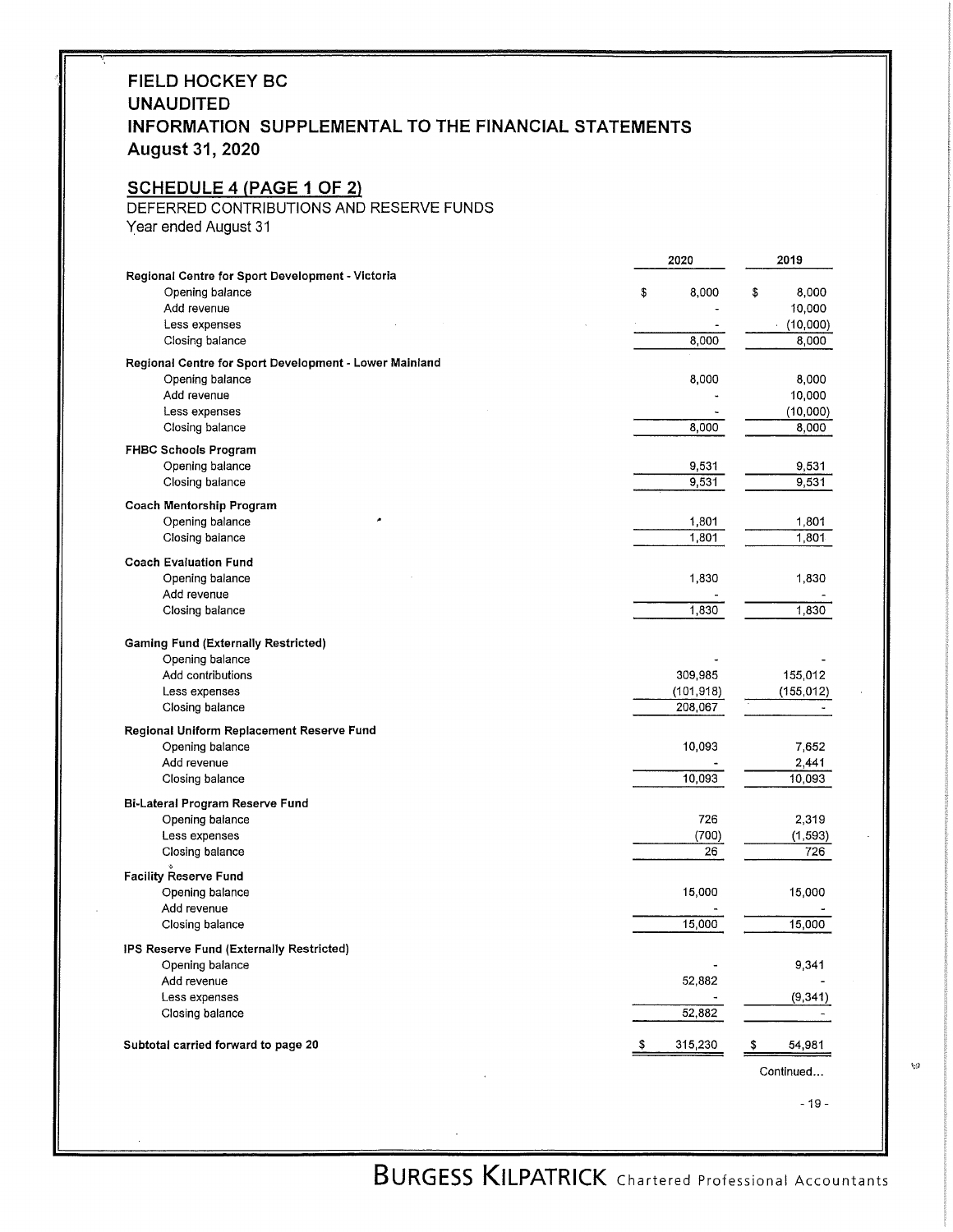# FIELD HOCKEY BC
# UNAUDITED
# INFORMATION SUPPLEMENTAL TO THE FINANCIAL STATEMENTS
# August 31, 2020

## SCHEDULE 4 (PAGE 1 OF 2)

DEFERRED CONTRIBUTIONS AND RESERVE FUNDS
Year ended August 31

| | 2020 | 2019 |
|---|---|---|
| **Regional Centre for Sport Development - Victoria** | | |
| Opening balance | $ 8,000 | $ 8,000 |
| Add revenue | - | 10,000 |
| Less expenses | - | (10,000) |
| Closing balance | 8,000 | 8,000 |
| **Regional Centre for Sport Development - Lower Mainland** | | |
| Opening balance | 8,000 | 8,000 |
| Add revenue | - | 10,000 |
| Less expenses | - | (10,000) |
| Closing balance | 8,000 | 8,000 |
| **FHBC Schools Program** | | |
| Opening balance | 9,531 | 9,531 |
| Closing balance | 9,531 | 9,531 |
| **Coach Mentorship Program** | | |
| Opening balance | 1,801 | 1,801 |
| Closing balance | 1,801 | 1,801 |
| **Coach Evaluation Fund** | | |
| Opening balance | 1,830 | 1,830 |
| Add revenue | - | - |
| Closing balance | 1,830 | 1,830 |
| **Gaming Fund (Externally Restricted)** | | |
| Opening balance | - | - |
| Add contributions | 309,985 | 155,012 |
| Less expenses | (101,918) | (155,012) |
| Closing balance | 208,067 | - |
| **Regional Uniform Replacement Reserve Fund** | | |
| Opening balance | 10,093 | 7,652 |
| Add revenue | - | 2,441 |
| Closing balance | 10,093 | 10,093 |
| **Bi-Lateral Program Reserve Fund** | | |
| Opening balance | 726 | 2,319 |
| Less expenses | (700) | (1,593) |
| Closing balance | 26 | 726 |
| **Facility Reserve Fund** | | |
| Opening balance | 15,000 | 15,000 |
| Add revenue | - | - |
| Closing balance | 15,000 | 15,000 |
| **IPS Reserve Fund (Externally Restricted)** | | |
| Opening balance | - | 9,341 |
| Add revenue | 52,882 | - |
| Less expenses | - | (9,341) |
| Closing balance | 52,882 | - |
| **Subtotal carried forward to page 20** | $ 315,230 | $ 54,981 |

Continued...

BURGESS KILPATRICK Chartered Professional Accountants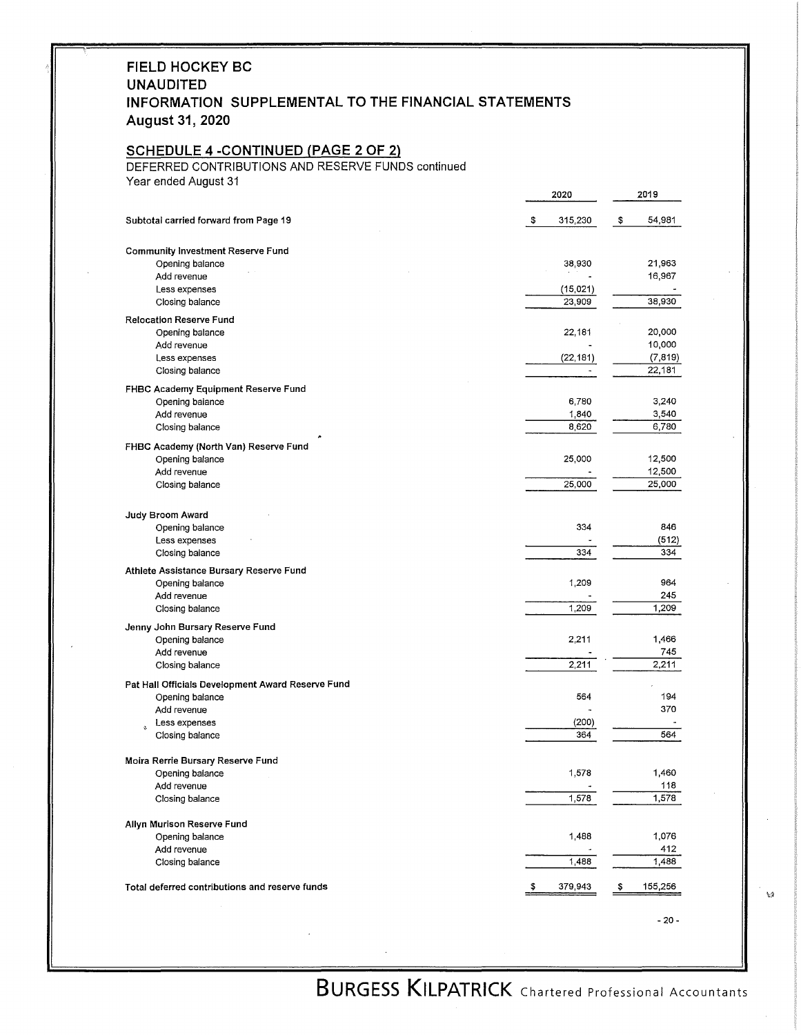# FIELD HOCKEY BC
# UNAUDITED
# INFORMATION SUPPLEMENTAL TO THE FINANCIAL STATEMENTS
# August 31, 2020

## SCHEDULE 4 -CONTINUED (PAGE 2 OF 2)

DEFERRED CONTRIBUTIONS AND RESERVE FUNDS continued
Year ended August 31

| | 2020 | 2019 |
|---|---|---|
| **Subtotal carried forward from Page 19** | $ 315,230 | $ 54,981 |
| **Community Investment Reserve Fund** | | |
| Opening balance | 38,930 | 21,963 |
| Add revenue | - | 16,967 |
| Less expenses | (15,021) | - |
| Closing balance | 23,909 | 38,930 |
| **Relocation Reserve Fund** | | |
| Opening balance | 22,181 | 20,000 |
| Add revenue | - | 10,000 |
| Less expenses | (22,181) | (7,819) |
| Closing balance | - | 22,181 |
| **FHBC Academy Equipment Reserve Fund** | | |
| Opening balance | 6,780 | 3,240 |
| Add revenue | 1,840 | 3,540 |
| Closing balance | 8,620 | 6,780 |
| **FHBC Academy (North Van) Reserve Fund** | | |
| Opening balance | 25,000 | 12,500 |
| Add revenue | - | 12,500 |
| Closing balance | 25,000 | 25,000 |
| **Judy Broom Award** | | |
| Opening balance | 334 | 846 |
| Less expenses | - | (512) |
| Closing balance | 334 | 334 |
| **Athlete Assistance Bursary Reserve Fund** | | |
| Opening balance | 1,209 | 964 |
| Add revenue | - | 245 |
| Closing balance | 1,209 | 1,209 |
| **Jenny John Bursary Reserve Fund** | | |
| Opening balance | 2,211 | 1,466 |
| Add revenue | - | 745 |
| Closing balance | 2,211 | 2,211 |
| **Pat Hall Officials Development Award Reserve Fund** | | |
| Opening balance | 564 | 194 |
| Add revenue | - | 370 |
| Less expenses | (200) | - |
| Closing balance | 364 | 564 |
| **Moira Rerrie Bursary Reserve Fund** | | |
| Opening balance | 1,578 | 1,460 |
| Add revenue | - | 118 |
| Closing balance | 1,578 | 1,578 |
| **Allyn Murison Reserve Fund** | | |
| Opening balance | 1,488 | 1,076 |
| Add revenue | - | 412 |
| Closing balance | 1,488 | 1,488 |
| **Total deferred contributions and reserve funds** | $ 379,943 | $ 155,256 |

BURGESS KILPATRICK Chartered Professional Accountants